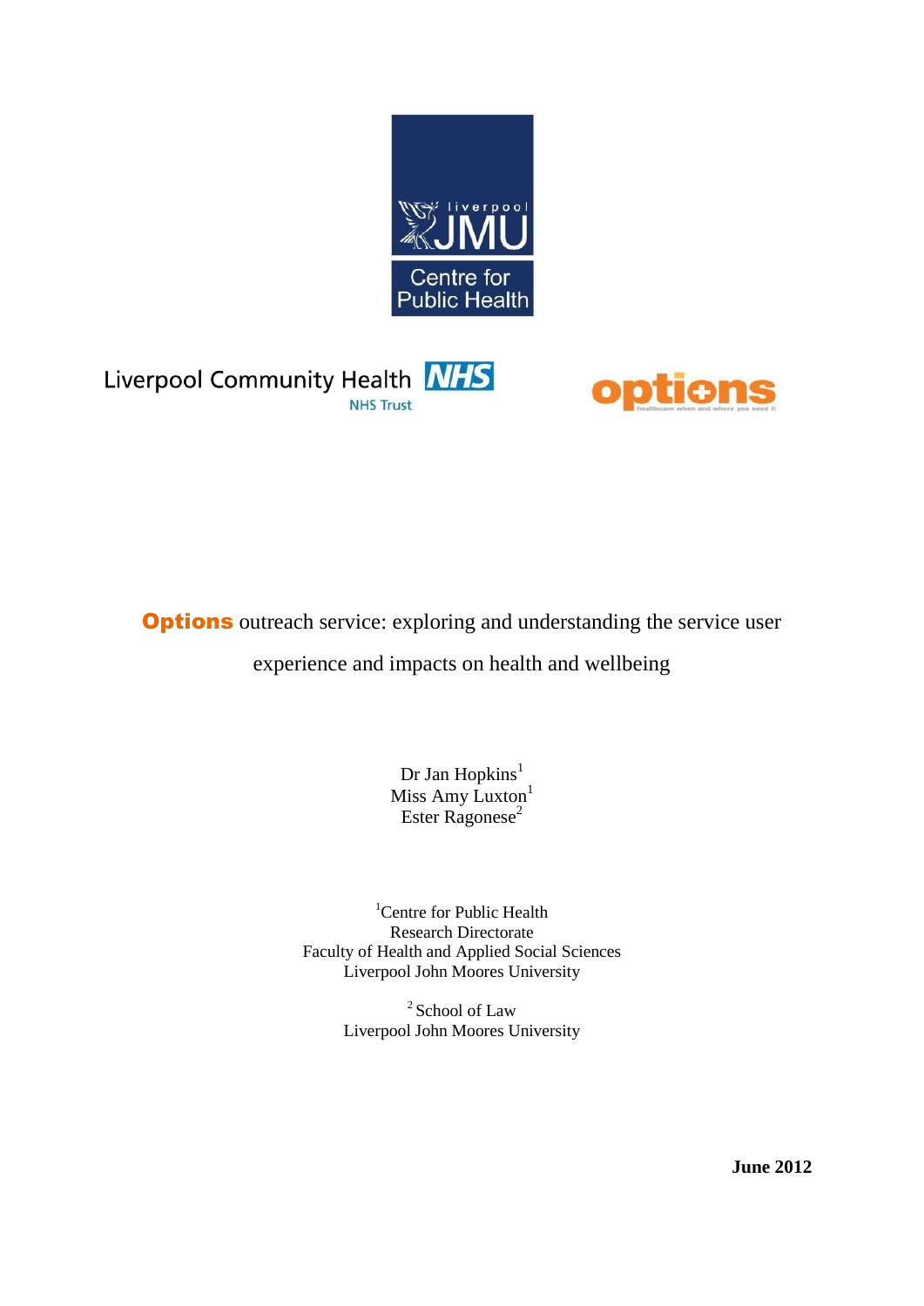Liverpool JMU Centre for Public Health

Liverpool Community Health NHS Trust

options healthcare when and where you need it

# Options outreach service: exploring and understanding the service user experience and impacts on health and wellbeing

Dr Jan Hopkins[1]
Miss Amy Luxton[1]
Ester Ragonese[2]

[1]Centre for Public Health
Research Directorate
Faculty of Health and Applied Social Sciences
Liverpool John Moores University

[2] School of Law
Liverpool John Moores University

**June 2012**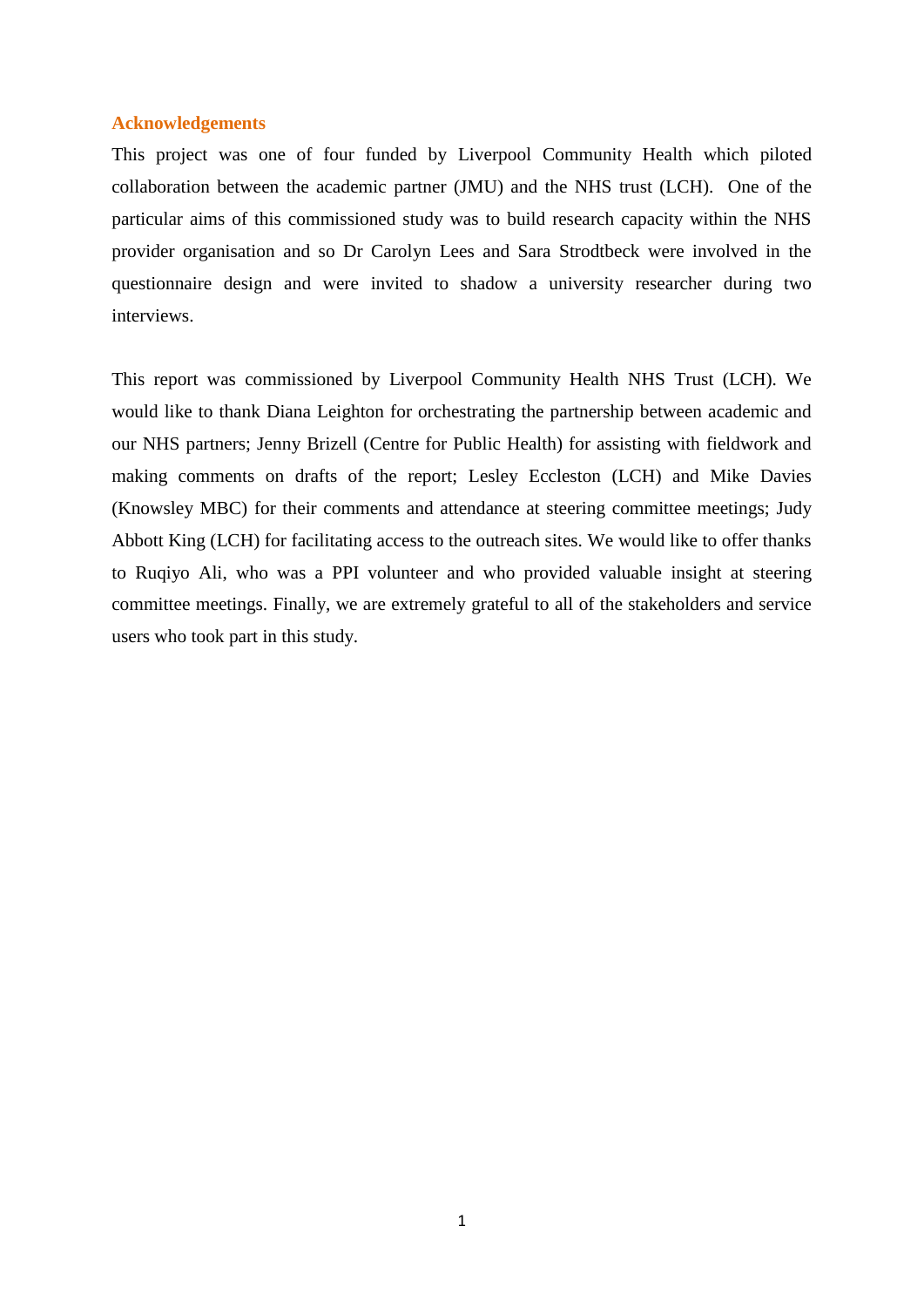## Acknowledgements

This project was one of four funded by Liverpool Community Health which piloted collaboration between the academic partner (JMU) and the NHS trust (LCH). One of the particular aims of this commissioned study was to build research capacity within the NHS provider organisation and so Dr Carolyn Lees and Sara Strodtbeck were involved in the questionnaire design and were invited to shadow a university researcher during two interviews.

This report was commissioned by Liverpool Community Health NHS Trust (LCH). We would like to thank Diana Leighton for orchestrating the partnership between academic and our NHS partners; Jenny Brizell (Centre for Public Health) for assisting with fieldwork and making comments on drafts of the report; Lesley Eccleston (LCH) and Mike Davies (Knowsley MBC) for their comments and attendance at steering committee meetings; Judy Abbott King (LCH) for facilitating access to the outreach sites. We would like to offer thanks to Ruqiyo Ali, who was a PPI volunteer and who provided valuable insight at steering committee meetings. Finally, we are extremely grateful to all of the stakeholders and service users who took part in this study.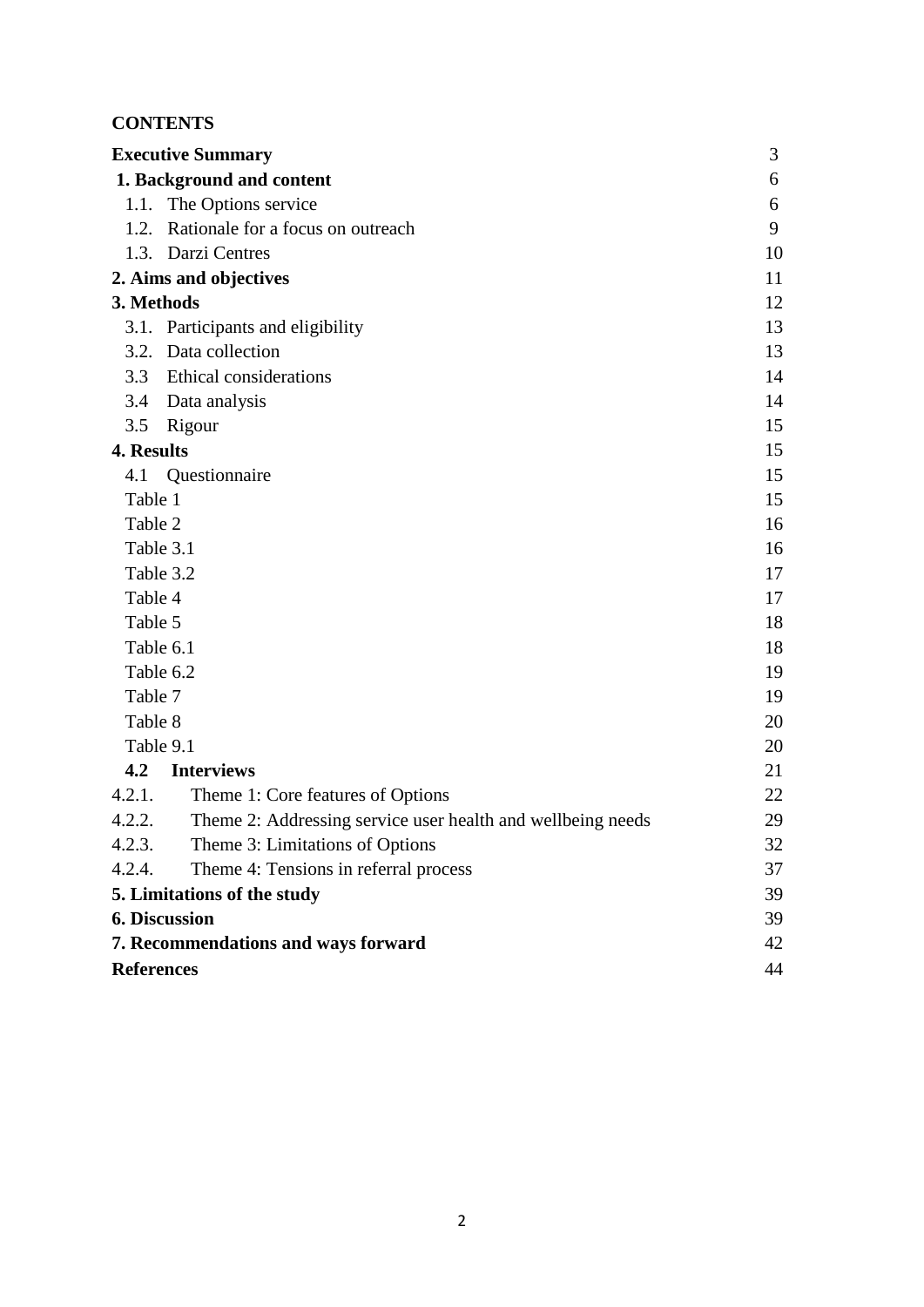**CONTENTS**

| | |
|---|---|
| **Executive Summary** | 3 |
| **1. Background and content** | 6 |
| 1.1. The Options service | 6 |
| 1.2. Rationale for a focus on outreach | 9 |
| 1.3. Darzi Centres | 10 |
| **2. Aims and objectives** | 11 |
| **3. Methods** | 12 |
| 3.1. Participants and eligibility | 13 |
| 3.2. Data collection | 13 |
| 3.3 Ethical considerations | 14 |
| 3.4 Data analysis | 14 |
| 3.5 Rigour | 15 |
| **4. Results** | 15 |
| 4.1 Questionnaire | 15 |
| Table 1 | 15 |
| Table 2 | 16 |
| Table 3.1 | 16 |
| Table 3.2 | 17 |
| Table 4 | 17 |
| Table 5 | 18 |
| Table 6.1 | 18 |
| Table 6.2 | 19 |
| Table 7 | 19 |
| Table 8 | 20 |
| Table 9.1 | 20 |
| **4.2 Interviews** | 21 |
| 4.2.1. Theme 1: Core features of Options | 22 |
| 4.2.2. Theme 2: Addressing service user health and wellbeing needs | 29 |
| 4.2.3. Theme 3: Limitations of Options | 32 |
| 4.2.4. Theme 4: Tensions in referral process | 37 |
| **5. Limitations of the study** | 39 |
| **6. Discussion** | 39 |
| **7. Recommendations and ways forward** | 42 |
| **References** | 44 |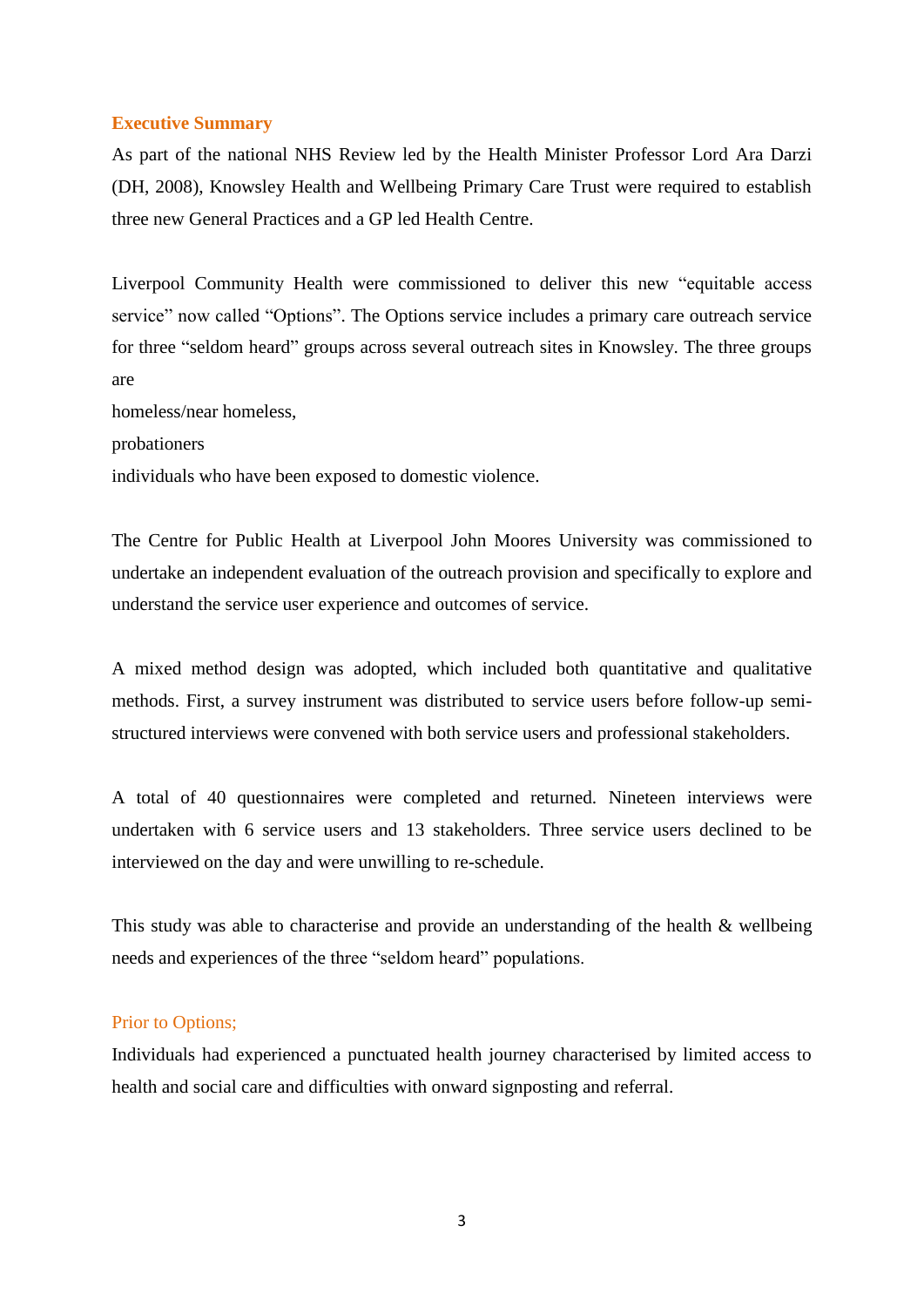## Executive Summary

As part of the national NHS Review led by the Health Minister Professor Lord Ara Darzi (DH, 2008), Knowsley Health and Wellbeing Primary Care Trust were required to establish three new General Practices and a GP led Health Centre.

Liverpool Community Health were commissioned to deliver this new "equitable access service" now called "Options". The Options service includes a primary care outreach service for three "seldom heard" groups across several outreach sites in Knowsley. The three groups are

homeless/near homeless,

probationers

individuals who have been exposed to domestic violence.

The Centre for Public Health at Liverpool John Moores University was commissioned to undertake an independent evaluation of the outreach provision and specifically to explore and understand the service user experience and outcomes of service.

A mixed method design was adopted, which included both quantitative and qualitative methods. First, a survey instrument was distributed to service users before follow-up semi-structured interviews were convened with both service users and professional stakeholders.

A total of 40 questionnaires were completed and returned. Nineteen interviews were undertaken with 6 service users and 13 stakeholders. Three service users declined to be interviewed on the day and were unwilling to re-schedule.

This study was able to characterise and provide an understanding of the health & wellbeing needs and experiences of the three "seldom heard" populations.

### Prior to Options;

Individuals had experienced a punctuated health journey characterised by limited access to health and social care and difficulties with onward signposting and referral.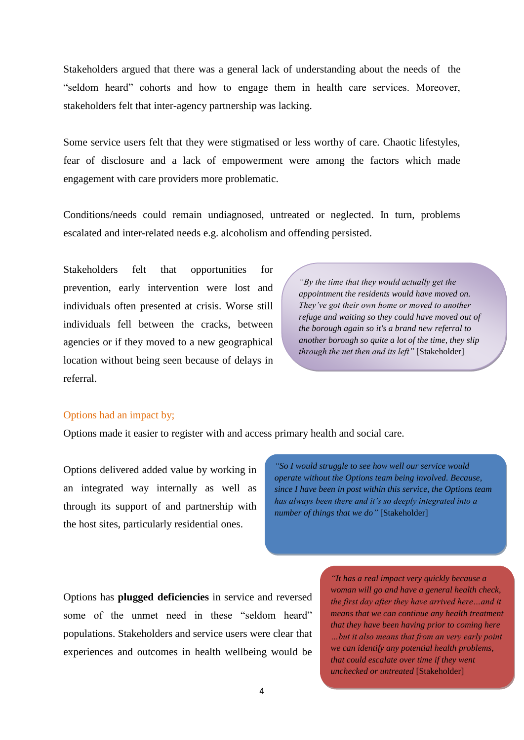Stakeholders argued that there was a general lack of understanding about the needs of the "seldom heard" cohorts and how to engage them in health care services. Moreover, stakeholders felt that inter-agency partnership was lacking.

Some service users felt that they were stigmatised or less worthy of care. Chaotic lifestyles, fear of disclosure and a lack of empowerment were among the factors which made engagement with care providers more problematic.

Conditions/needs could remain undiagnosed, untreated or neglected. In turn, problems escalated and inter-related needs e.g. alcoholism and offending persisted.

Stakeholders felt that opportunities for prevention, early intervention were lost and individuals often presented at crisis. Worse still individuals fell between the cracks, between agencies or if they moved to a new geographical location without being seen because of delays in referral.

> *"By the time that they would actually get the appointment the residents would have moved on. They've got their own home or moved to another refuge and waiting so they could have moved out of the borough again so it's a brand new referral to another borough so quite a lot of the time, they slip through the net then and its left"* [Stakeholder]

Options had an impact by;

Options made it easier to register with and access primary health and social care.

Options delivered added value by working in an integrated way internally as well as through its support of and partnership with the host sites, particularly residential ones.

> *"So I would struggle to see how well our service would operate without the Options team being involved. Because, since I have been in post within this service, the Options team has always been there and it's so deeply integrated into a number of things that we do"* [Stakeholder]

Options has **plugged deficiencies** in service and reversed some of the unmet need in these "seldom heard" populations. Stakeholders and service users were clear that experiences and outcomes in health wellbeing would be

> *"It has a real impact very quickly because a woman will go and have a general health check, the first day after they have arrived here…and it means that we can continue any health treatment that they have been having prior to coming here …but it also means that from an very early point we can identify any potential health problems, that could escalate over time if they went unchecked or untreated* [Stakeholder]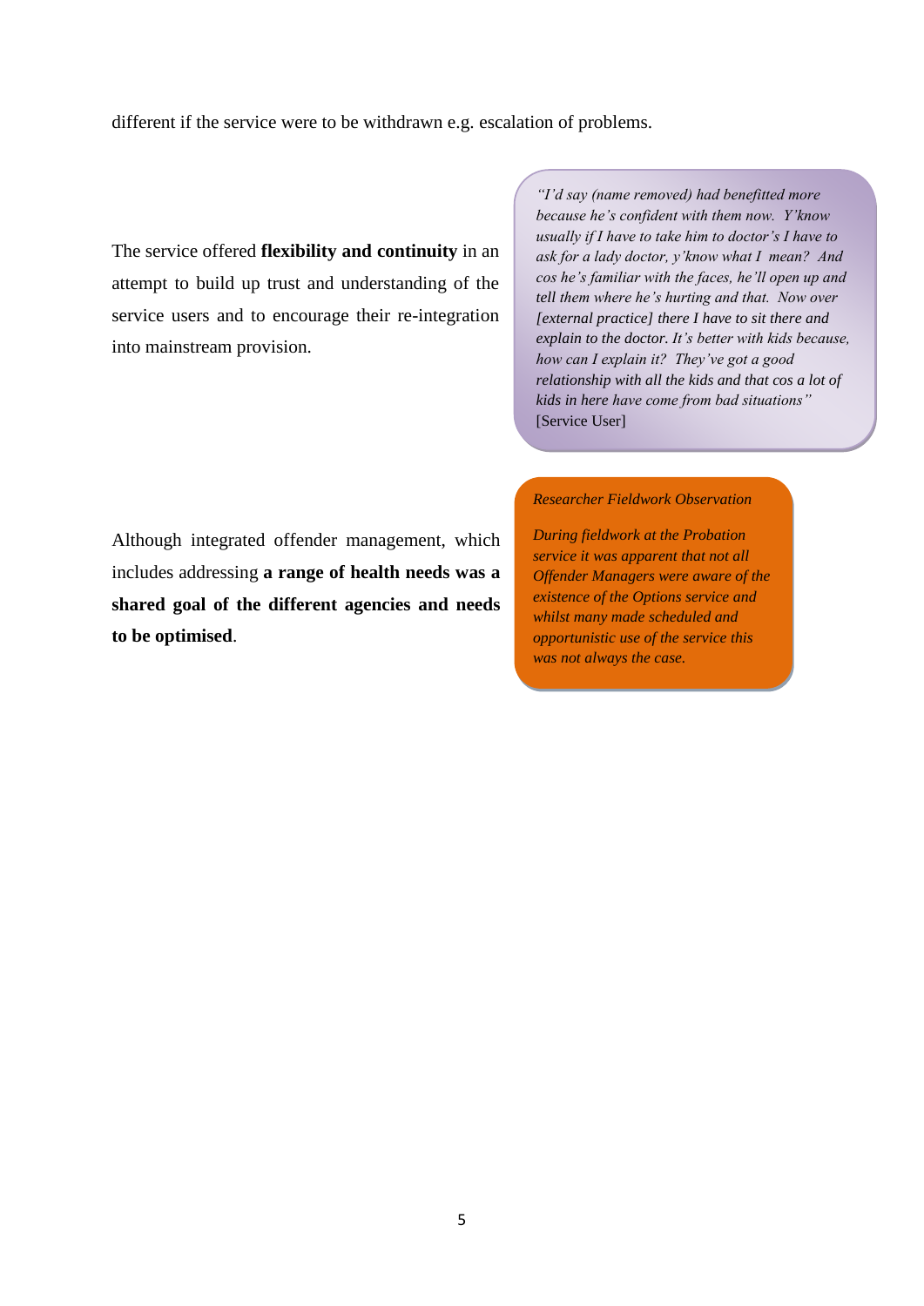different if the service were to be withdrawn e.g. escalation of problems.

The service offered **flexibility and continuity** in an attempt to build up trust and understanding of the service users and to encourage their re-integration into mainstream provision.

> *"I'd say (name removed) had benefitted more because he's confident with them now. Y'know usually if I have to take him to doctor's I have to ask for a lady doctor, y'know what I mean? And cos he's familiar with the faces, he'll open up and tell them where he's hurting and that. Now over [external practice] there I have to sit there and explain to the doctor. It's better with kids because, how can I explain it? They've got a good relationship with all the kids and that cos a lot of kids in here have come from bad situations"*
> [Service User]

Although integrated offender management, which includes addressing **a range of health needs was a shared goal of the different agencies and needs to be optimised**.

> *Researcher Fieldwork Observation*
>
> *During fieldwork at the Probation service it was apparent that not all Offender Managers were aware of the existence of the Options service and whilst many made scheduled and opportunistic use of the service this was not always the case.*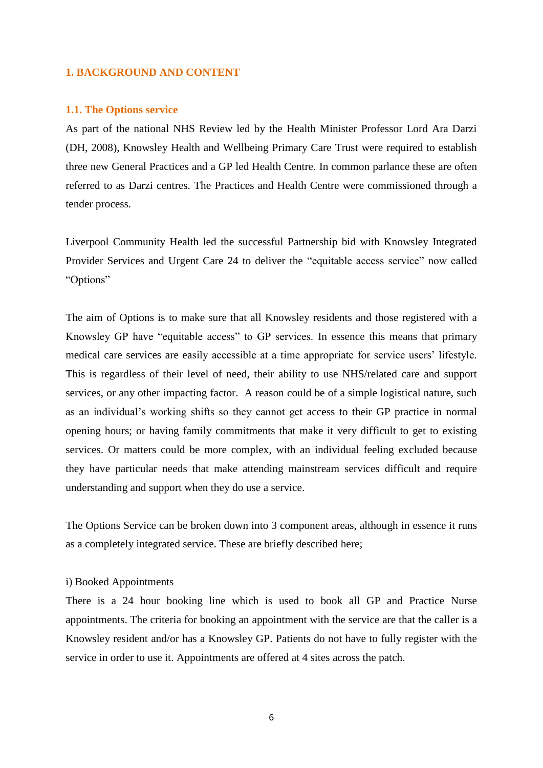# 1. BACKGROUND AND CONTENT

## 1.1. The Options service

As part of the national NHS Review led by the Health Minister Professor Lord Ara Darzi (DH, 2008), Knowsley Health and Wellbeing Primary Care Trust were required to establish three new General Practices and a GP led Health Centre. In common parlance these are often referred to as Darzi centres. The Practices and Health Centre were commissioned through a tender process.

Liverpool Community Health led the successful Partnership bid with Knowsley Integrated Provider Services and Urgent Care 24 to deliver the "equitable access service" now called "Options"

The aim of Options is to make sure that all Knowsley residents and those registered with a Knowsley GP have "equitable access" to GP services. In essence this means that primary medical care services are easily accessible at a time appropriate for service users' lifestyle. This is regardless of their level of need, their ability to use NHS/related care and support services, or any other impacting factor. A reason could be of a simple logistical nature, such as an individual's working shifts so they cannot get access to their GP practice in normal opening hours; or having family commitments that make it very difficult to get to existing services. Or matters could be more complex, with an individual feeling excluded because they have particular needs that make attending mainstream services difficult and require understanding and support when they do use a service.

The Options Service can be broken down into 3 component areas, although in essence it runs as a completely integrated service. These are briefly described here;

i) Booked Appointments

There is a 24 hour booking line which is used to book all GP and Practice Nurse appointments. The criteria for booking an appointment with the service are that the caller is a Knowsley resident and/or has a Knowsley GP. Patients do not have to fully register with the service in order to use it. Appointments are offered at 4 sites across the patch.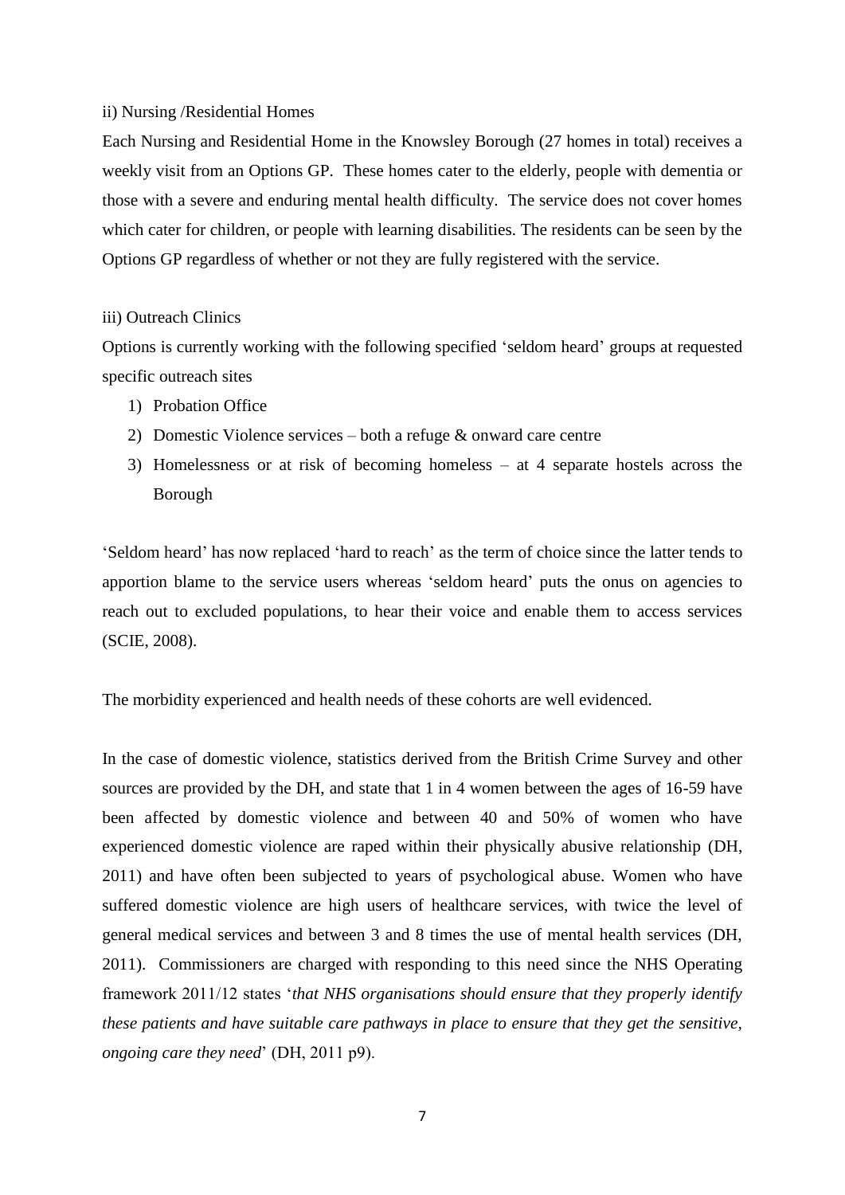ii) Nursing /Residential Homes

Each Nursing and Residential Home in the Knowsley Borough (27 homes in total) receives a weekly visit from an Options GP. These homes cater to the elderly, people with dementia or those with a severe and enduring mental health difficulty. The service does not cover homes which cater for children, or people with learning disabilities. The residents can be seen by the Options GP regardless of whether or not they are fully registered with the service.

iii) Outreach Clinics

Options is currently working with the following specified 'seldom heard' groups at requested specific outreach sites

1) Probation Office
2) Domestic Violence services – both a refuge & onward care centre
3) Homelessness or at risk of becoming homeless – at 4 separate hostels across the Borough

'Seldom heard' has now replaced 'hard to reach' as the term of choice since the latter tends to apportion blame to the service users whereas 'seldom heard' puts the onus on agencies to reach out to excluded populations, to hear their voice and enable them to access services (SCIE, 2008).

The morbidity experienced and health needs of these cohorts are well evidenced.

In the case of domestic violence, statistics derived from the British Crime Survey and other sources are provided by the DH, and state that 1 in 4 women between the ages of 16-59 have been affected by domestic violence and between 40 and 50% of women who have experienced domestic violence are raped within their physically abusive relationship (DH, 2011) and have often been subjected to years of psychological abuse. Women who have suffered domestic violence are high users of healthcare services, with twice the level of general medical services and between 3 and 8 times the use of mental health services (DH, 2011). Commissioners are charged with responding to this need since the NHS Operating framework 2011/12 states '*that NHS organisations should ensure that they properly identify these patients and have suitable care pathways in place to ensure that they get the sensitive, ongoing care they need*' (DH, 2011 p9).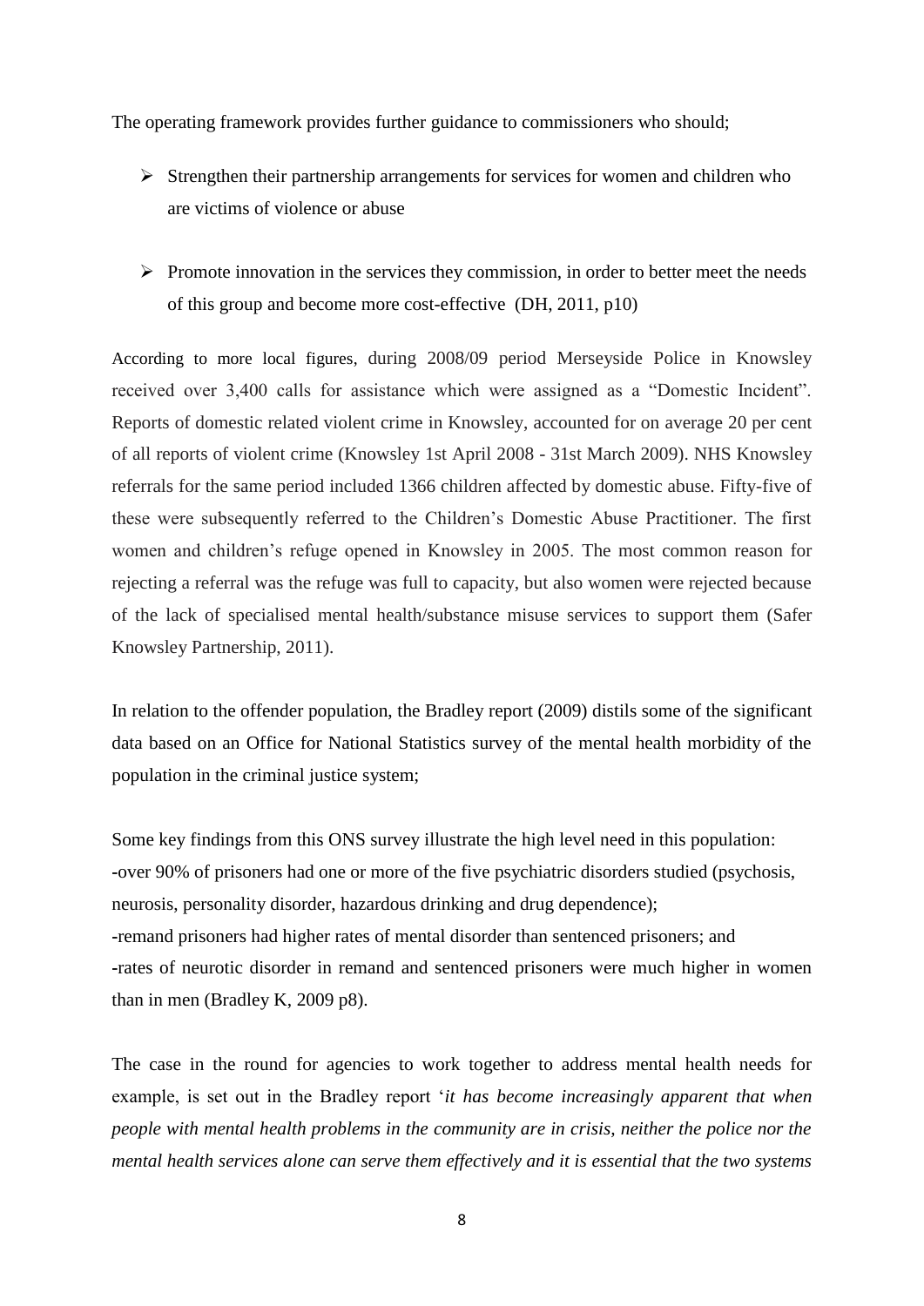The operating framework provides further guidance to commissioners who should;

- Strengthen their partnership arrangements for services for women and children who are victims of violence or abuse

- Promote innovation in the services they commission, in order to better meet the needs of this group and become more cost-effective (DH, 2011, p10)

According to more local figures, during 2008/09 period Merseyside Police in Knowsley received over 3,400 calls for assistance which were assigned as a "Domestic Incident". Reports of domestic related violent crime in Knowsley, accounted for on average 20 per cent of all reports of violent crime (Knowsley 1st April 2008 - 31st March 2009). NHS Knowsley referrals for the same period included 1366 children affected by domestic abuse. Fifty-five of these were subsequently referred to the Children's Domestic Abuse Practitioner. The first women and children's refuge opened in Knowsley in 2005. The most common reason for rejecting a referral was the refuge was full to capacity, but also women were rejected because of the lack of specialised mental health/substance misuse services to support them (Safer Knowsley Partnership, 2011).

In relation to the offender population, the Bradley report (2009) distils some of the significant data based on an Office for National Statistics survey of the mental health morbidity of the population in the criminal justice system;

Some key findings from this ONS survey illustrate the high level need in this population:
-over 90% of prisoners had one or more of the five psychiatric disorders studied (psychosis, neurosis, personality disorder, hazardous drinking and drug dependence);
-remand prisoners had higher rates of mental disorder than sentenced prisoners; and
-rates of neurotic disorder in remand and sentenced prisoners were much higher in women than in men (Bradley K, 2009 p8).

The case in the round for agencies to work together to address mental health needs for example, is set out in the Bradley report '*it has become increasingly apparent that when people with mental health problems in the community are in crisis, neither the police nor the mental health services alone can serve them effectively and it is essential that the two systems*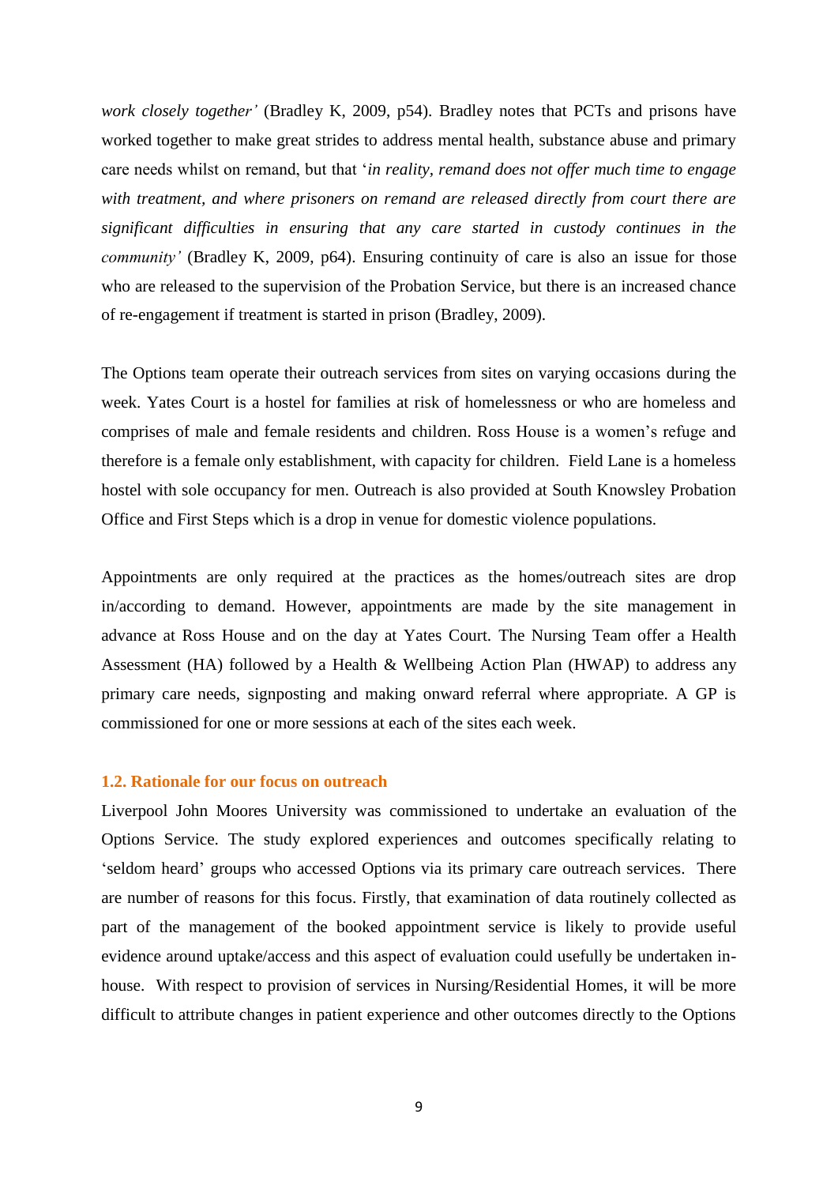*work closely together'* (Bradley K, 2009, p54). Bradley notes that PCTs and prisons have worked together to make great strides to address mental health, substance abuse and primary care needs whilst on remand, but that '*in reality, remand does not offer much time to engage with treatment, and where prisoners on remand are released directly from court there are significant difficulties in ensuring that any care started in custody continues in the community'* (Bradley K, 2009, p64). Ensuring continuity of care is also an issue for those who are released to the supervision of the Probation Service, but there is an increased chance of re-engagement if treatment is started in prison (Bradley, 2009).

The Options team operate their outreach services from sites on varying occasions during the week. Yates Court is a hostel for families at risk of homelessness or who are homeless and comprises of male and female residents and children. Ross House is a women's refuge and therefore is a female only establishment, with capacity for children. Field Lane is a homeless hostel with sole occupancy for men. Outreach is also provided at South Knowsley Probation Office and First Steps which is a drop in venue for domestic violence populations.

Appointments are only required at the practices as the homes/outreach sites are drop in/according to demand. However, appointments are made by the site management in advance at Ross House and on the day at Yates Court. The Nursing Team offer a Health Assessment (HA) followed by a Health & Wellbeing Action Plan (HWAP) to address any primary care needs, signposting and making onward referral where appropriate. A GP is commissioned for one or more sessions at each of the sites each week.

### 1.2. Rationale for our focus on outreach

Liverpool John Moores University was commissioned to undertake an evaluation of the Options Service. The study explored experiences and outcomes specifically relating to 'seldom heard' groups who accessed Options via its primary care outreach services. There are number of reasons for this focus. Firstly, that examination of data routinely collected as part of the management of the booked appointment service is likely to provide useful evidence around uptake/access and this aspect of evaluation could usefully be undertaken in-house. With respect to provision of services in Nursing/Residential Homes, it will be more difficult to attribute changes in patient experience and other outcomes directly to the Options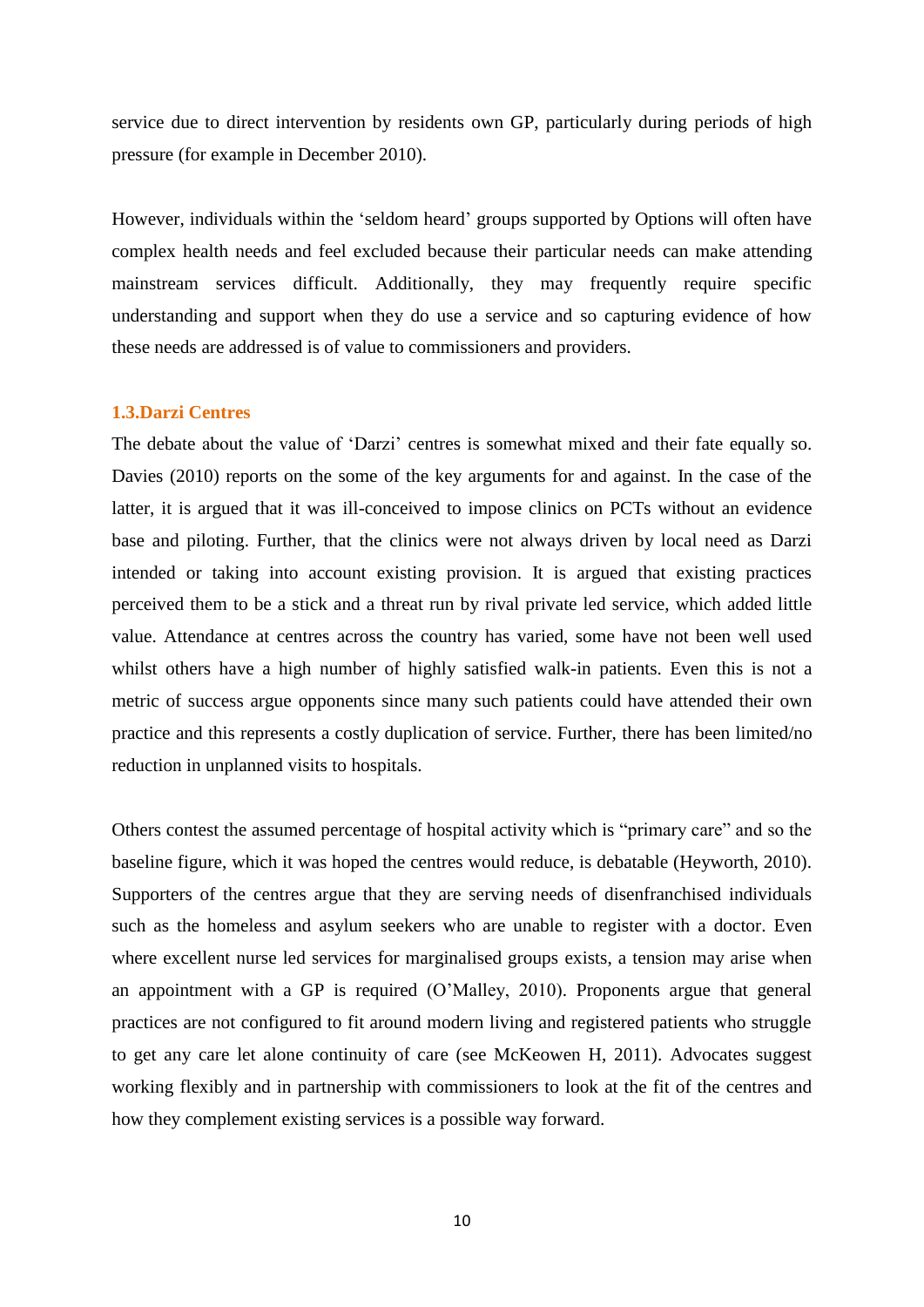service due to direct intervention by residents own GP, particularly during periods of high pressure (for example in December 2010).

However, individuals within the 'seldom heard' groups supported by Options will often have complex health needs and feel excluded because their particular needs can make attending mainstream services difficult. Additionally, they may frequently require specific understanding and support when they do use a service and so capturing evidence of how these needs are addressed is of value to commissioners and providers.

### 1.3.Darzi Centres

The debate about the value of 'Darzi' centres is somewhat mixed and their fate equally so. Davies (2010) reports on the some of the key arguments for and against. In the case of the latter, it is argued that it was ill-conceived to impose clinics on PCTs without an evidence base and piloting. Further, that the clinics were not always driven by local need as Darzi intended or taking into account existing provision. It is argued that existing practices perceived them to be a stick and a threat run by rival private led service, which added little value. Attendance at centres across the country has varied, some have not been well used whilst others have a high number of highly satisfied walk-in patients. Even this is not a metric of success argue opponents since many such patients could have attended their own practice and this represents a costly duplication of service. Further, there has been limited/no reduction in unplanned visits to hospitals.

Others contest the assumed percentage of hospital activity which is "primary care" and so the baseline figure, which it was hoped the centres would reduce, is debatable (Heyworth, 2010). Supporters of the centres argue that they are serving needs of disenfranchised individuals such as the homeless and asylum seekers who are unable to register with a doctor. Even where excellent nurse led services for marginalised groups exists, a tension may arise when an appointment with a GP is required (O'Malley, 2010). Proponents argue that general practices are not configured to fit around modern living and registered patients who struggle to get any care let alone continuity of care (see McKeowen H, 2011). Advocates suggest working flexibly and in partnership with commissioners to look at the fit of the centres and how they complement existing services is a possible way forward.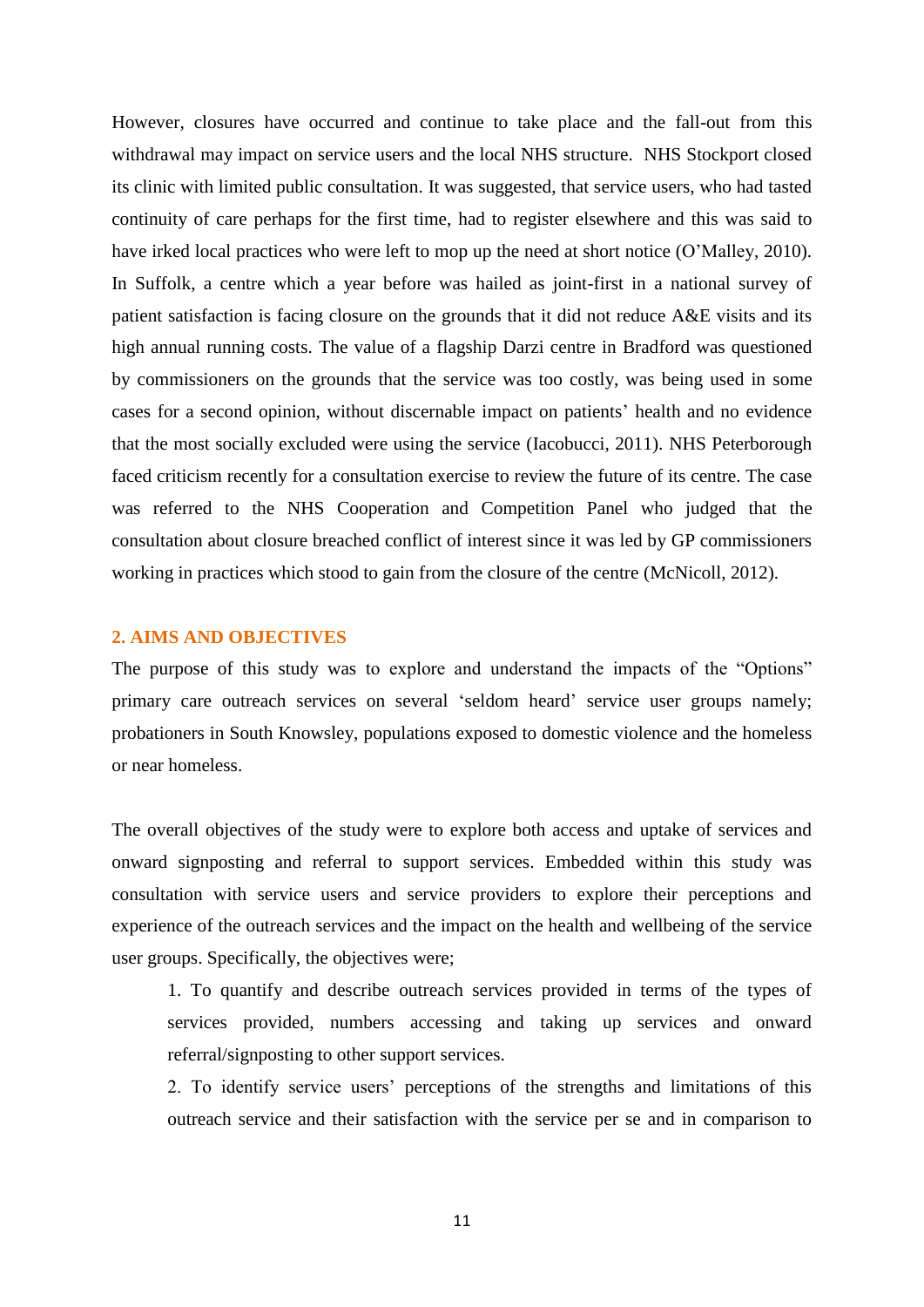However, closures have occurred and continue to take place and the fall-out from this withdrawal may impact on service users and the local NHS structure. NHS Stockport closed its clinic with limited public consultation. It was suggested, that service users, who had tasted continuity of care perhaps for the first time, had to register elsewhere and this was said to have irked local practices who were left to mop up the need at short notice (O'Malley, 2010). In Suffolk, a centre which a year before was hailed as joint-first in a national survey of patient satisfaction is facing closure on the grounds that it did not reduce A&E visits and its high annual running costs. The value of a flagship Darzi centre in Bradford was questioned by commissioners on the grounds that the service was too costly, was being used in some cases for a second opinion, without discernable impact on patients' health and no evidence that the most socially excluded were using the service (Iacobucci, 2011). NHS Peterborough faced criticism recently for a consultation exercise to review the future of its centre. The case was referred to the NHS Cooperation and Competition Panel who judged that the consultation about closure breached conflict of interest since it was led by GP commissioners working in practices which stood to gain from the closure of the centre (McNicoll, 2012).

## 2. AIMS AND OBJECTIVES

The purpose of this study was to explore and understand the impacts of the "Options" primary care outreach services on several 'seldom heard' service user groups namely; probationers in South Knowsley, populations exposed to domestic violence and the homeless or near homeless.

The overall objectives of the study were to explore both access and uptake of services and onward signposting and referral to support services. Embedded within this study was consultation with service users and service providers to explore their perceptions and experience of the outreach services and the impact on the health and wellbeing of the service user groups. Specifically, the objectives were;

1. To quantify and describe outreach services provided in terms of the types of services provided, numbers accessing and taking up services and onward referral/signposting to other support services.
2. To identify service users' perceptions of the strengths and limitations of this outreach service and their satisfaction with the service per se and in comparison to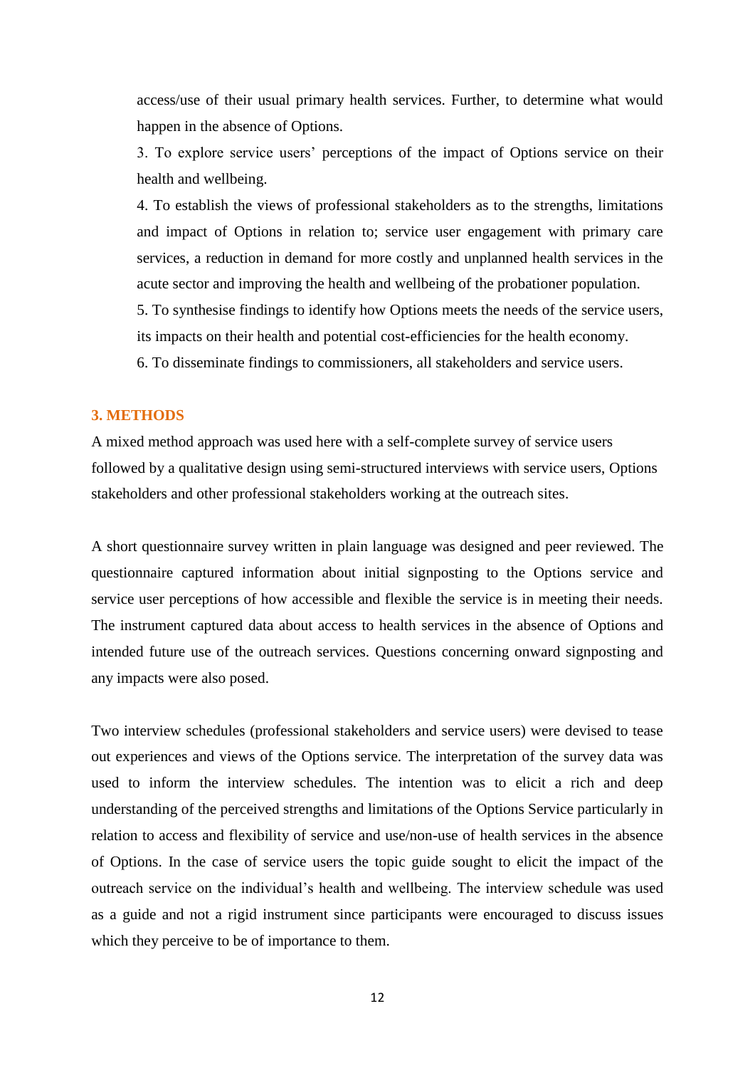access/use of their usual primary health services. Further, to determine what would happen in the absence of Options.

3. To explore service users' perceptions of the impact of Options service on their health and wellbeing.

4. To establish the views of professional stakeholders as to the strengths, limitations and impact of Options in relation to; service user engagement with primary care services, a reduction in demand for more costly and unplanned health services in the acute sector and improving the health and wellbeing of the probationer population.

5. To synthesise findings to identify how Options meets the needs of the service users, its impacts on their health and potential cost-efficiencies for the health economy.

6. To disseminate findings to commissioners, all stakeholders and service users.

## 3. METHODS

A mixed method approach was used here with a self-complete survey of service users followed by a qualitative design using semi-structured interviews with service users, Options stakeholders and other professional stakeholders working at the outreach sites.

A short questionnaire survey written in plain language was designed and peer reviewed. The questionnaire captured information about initial signposting to the Options service and service user perceptions of how accessible and flexible the service is in meeting their needs. The instrument captured data about access to health services in the absence of Options and intended future use of the outreach services. Questions concerning onward signposting and any impacts were also posed.

Two interview schedules (professional stakeholders and service users) were devised to tease out experiences and views of the Options service. The interpretation of the survey data was used to inform the interview schedules. The intention was to elicit a rich and deep understanding of the perceived strengths and limitations of the Options Service particularly in relation to access and flexibility of service and use/non-use of health services in the absence of Options. In the case of service users the topic guide sought to elicit the impact of the outreach service on the individual's health and wellbeing. The interview schedule was used as a guide and not a rigid instrument since participants were encouraged to discuss issues which they perceive to be of importance to them.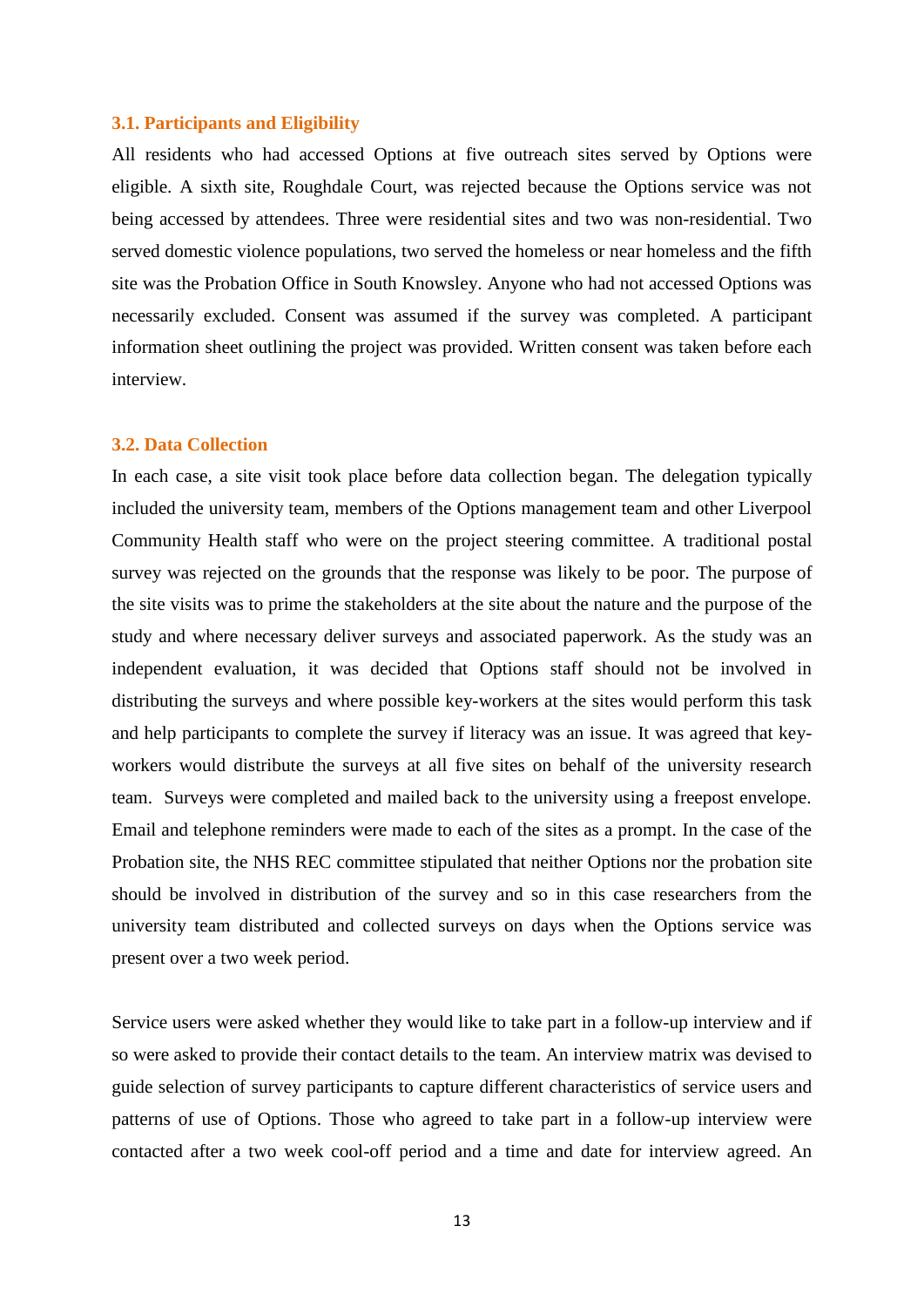### 3.1. Participants and Eligibility

All residents who had accessed Options at five outreach sites served by Options were eligible. A sixth site, Roughdale Court, was rejected because the Options service was not being accessed by attendees. Three were residential sites and two was non-residential. Two served domestic violence populations, two served the homeless or near homeless and the fifth site was the Probation Office in South Knowsley. Anyone who had not accessed Options was necessarily excluded. Consent was assumed if the survey was completed. A participant information sheet outlining the project was provided. Written consent was taken before each interview.

### 3.2. Data Collection

In each case, a site visit took place before data collection began. The delegation typically included the university team, members of the Options management team and other Liverpool Community Health staff who were on the project steering committee. A traditional postal survey was rejected on the grounds that the response was likely to be poor. The purpose of the site visits was to prime the stakeholders at the site about the nature and the purpose of the study and where necessary deliver surveys and associated paperwork. As the study was an independent evaluation, it was decided that Options staff should not be involved in distributing the surveys and where possible key-workers at the sites would perform this task and help participants to complete the survey if literacy was an issue. It was agreed that key-workers would distribute the surveys at all five sites on behalf of the university research team. Surveys were completed and mailed back to the university using a freepost envelope. Email and telephone reminders were made to each of the sites as a prompt. In the case of the Probation site, the NHS REC committee stipulated that neither Options nor the probation site should be involved in distribution of the survey and so in this case researchers from the university team distributed and collected surveys on days when the Options service was present over a two week period.

Service users were asked whether they would like to take part in a follow-up interview and if so were asked to provide their contact details to the team. An interview matrix was devised to guide selection of survey participants to capture different characteristics of service users and patterns of use of Options. Those who agreed to take part in a follow-up interview were contacted after a two week cool-off period and a time and date for interview agreed. An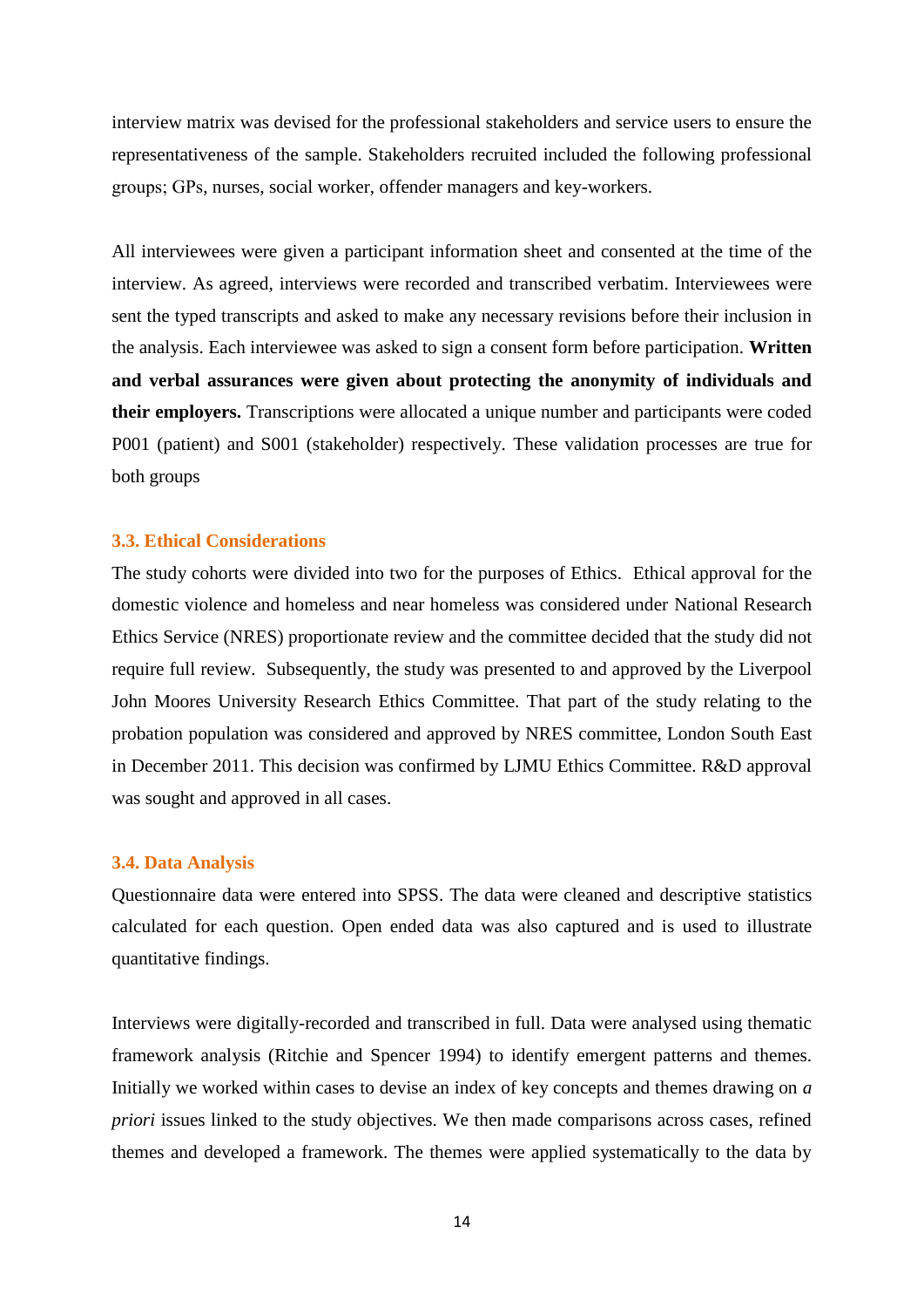interview matrix was devised for the professional stakeholders and service users to ensure the representativeness of the sample. Stakeholders recruited included the following professional groups; GPs, nurses, social worker, offender managers and key-workers.

All interviewees were given a participant information sheet and consented at the time of the interview. As agreed, interviews were recorded and transcribed verbatim. Interviewees were sent the typed transcripts and asked to make any necessary revisions before their inclusion in the analysis. Each interviewee was asked to sign a consent form before participation. **Written and verbal assurances were given about protecting the anonymity of individuals and their employers.** Transcriptions were allocated a unique number and participants were coded P001 (patient) and S001 (stakeholder) respectively. These validation processes are true for both groups

### 3.3. Ethical Considerations

The study cohorts were divided into two for the purposes of Ethics. Ethical approval for the domestic violence and homeless and near homeless was considered under National Research Ethics Service (NRES) proportionate review and the committee decided that the study did not require full review. Subsequently, the study was presented to and approved by the Liverpool John Moores University Research Ethics Committee. That part of the study relating to the probation population was considered and approved by NRES committee, London South East in December 2011. This decision was confirmed by LJMU Ethics Committee. R&D approval was sought and approved in all cases.

### 3.4. Data Analysis

Questionnaire data were entered into SPSS. The data were cleaned and descriptive statistics calculated for each question. Open ended data was also captured and is used to illustrate quantitative findings.

Interviews were digitally-recorded and transcribed in full. Data were analysed using thematic framework analysis (Ritchie and Spencer 1994) to identify emergent patterns and themes. Initially we worked within cases to devise an index of key concepts and themes drawing on *a priori* issues linked to the study objectives. We then made comparisons across cases, refined themes and developed a framework. The themes were applied systematically to the data by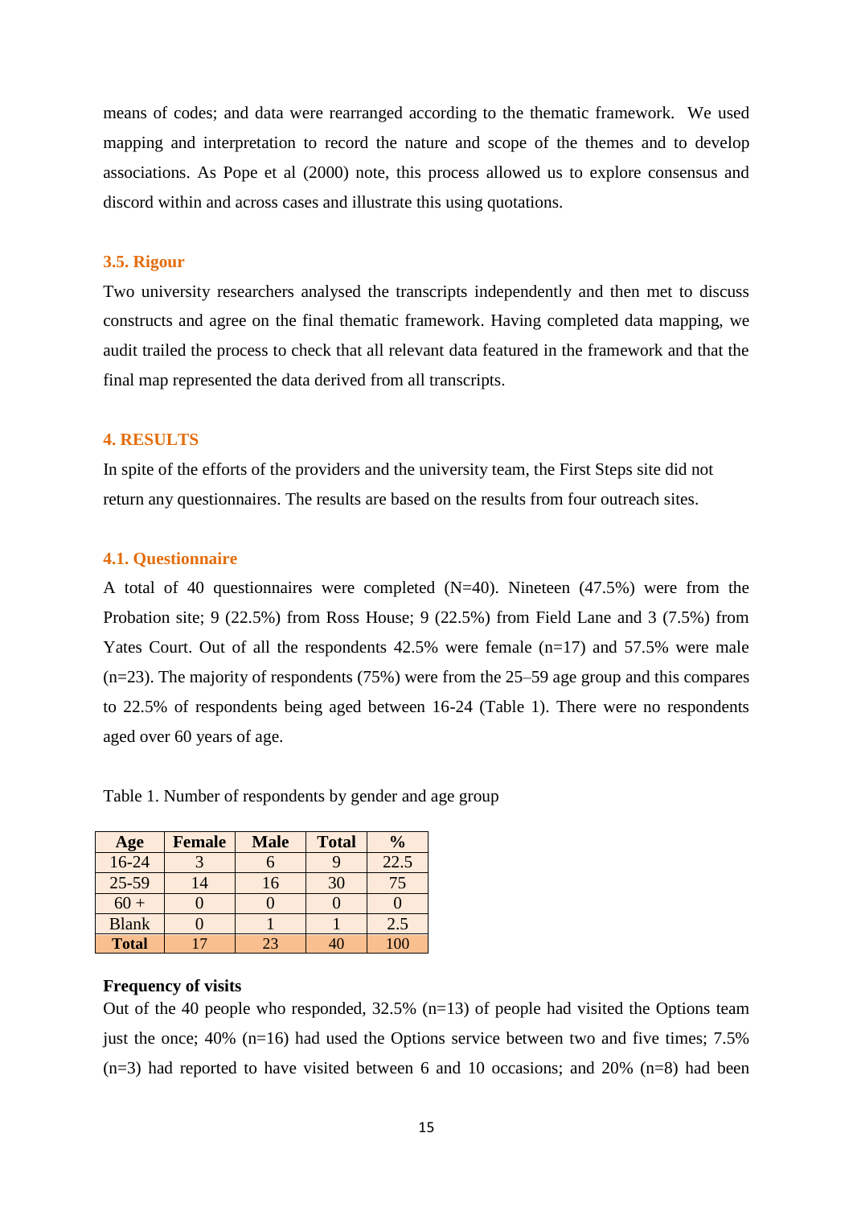means of codes; and data were rearranged according to the thematic framework. We used mapping and interpretation to record the nature and scope of the themes and to develop associations. As Pope et al (2000) note, this process allowed us to explore consensus and discord within and across cases and illustrate this using quotations.

### 3.5. Rigour

Two university researchers analysed the transcripts independently and then met to discuss constructs and agree on the final thematic framework. Having completed data mapping, we audit trailed the process to check that all relevant data featured in the framework and that the final map represented the data derived from all transcripts.

## 4. RESULTS

In spite of the efforts of the providers and the university team, the First Steps site did not return any questionnaires. The results are based on the results from four outreach sites.

### 4.1. Questionnaire

A total of 40 questionnaires were completed (N=40). Nineteen (47.5%) were from the Probation site; 9 (22.5%) from Ross House; 9 (22.5%) from Field Lane and 3 (7.5%) from Yates Court. Out of all the respondents 42.5% were female (n=17) and 57.5% were male (n=23). The majority of respondents (75%) were from the 25–59 age group and this compares to 22.5% of respondents being aged between 16-24 (Table 1). There were no respondents aged over 60 years of age.

Table 1. Number of respondents by gender and age group

| Age | Female | Male | Total | % |
|---|---|---|---|---|
| 16-24 | 3 | 6 | 9 | 22.5 |
| 25-59 | 14 | 16 | 30 | 75 |
| 60 + | 0 | 0 | 0 | 0 |
| Blank | 0 | 1 | 1 | 2.5 |
| **Total** | 17 | 23 | 40 | 100 |

**Frequency of visits**

Out of the 40 people who responded, 32.5% (n=13) of people had visited the Options team just the once; 40% (n=16) had used the Options service between two and five times; 7.5% (n=3) had reported to have visited between 6 and 10 occasions; and 20% (n=8) had been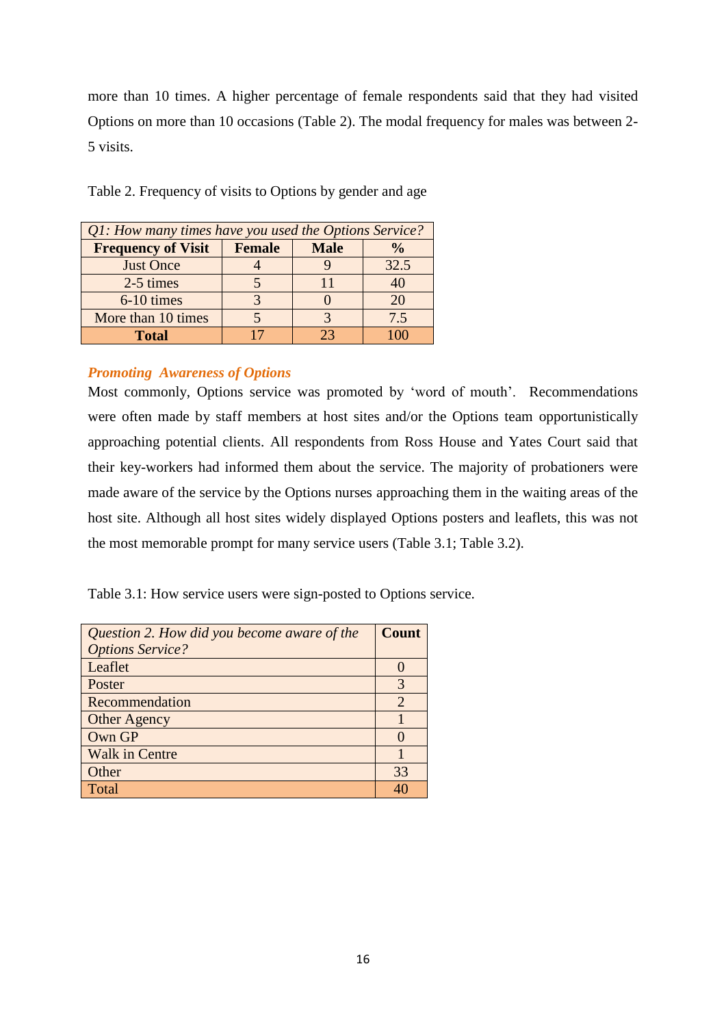more than 10 times. A higher percentage of female respondents said that they had visited Options on more than 10 occasions (Table 2). The modal frequency for males was between 2-5 visits.

Table 2. Frequency of visits to Options by gender and age

| *Q1: How many times have you used the Options Service?* | | | |
|---|---|---|---|
| **Frequency of Visit** | **Female** | **Male** | **%** |
| Just Once | 4 | 9 | 32.5 |
| 2-5 times | 5 | 11 | 40 |
| 6-10 times | 3 | 0 | 20 |
| More than 10 times | 5 | 3 | 7.5 |
| **Total** | 17 | 23 | 100 |

### *Promoting Awareness of Options*

Most commonly, Options service was promoted by 'word of mouth'. Recommendations were often made by staff members at host sites and/or the Options team opportunistically approaching potential clients. All respondents from Ross House and Yates Court said that their key-workers had informed them about the service. The majority of probationers were made aware of the service by the Options nurses approaching them in the waiting areas of the host site. Although all host sites widely displayed Options posters and leaflets, this was not the most memorable prompt for many service users (Table 3.1; Table 3.2).

Table 3.1: How service users were sign-posted to Options service.

| *Question 2. How did you become aware of the Options Service?* | **Count** |
|---|---|
| Leaflet | 0 |
| Poster | 3 |
| Recommendation | 2 |
| Other Agency | 1 |
| Own GP | 0 |
| Walk in Centre | 1 |
| Other | 33 |
| Total | 40 |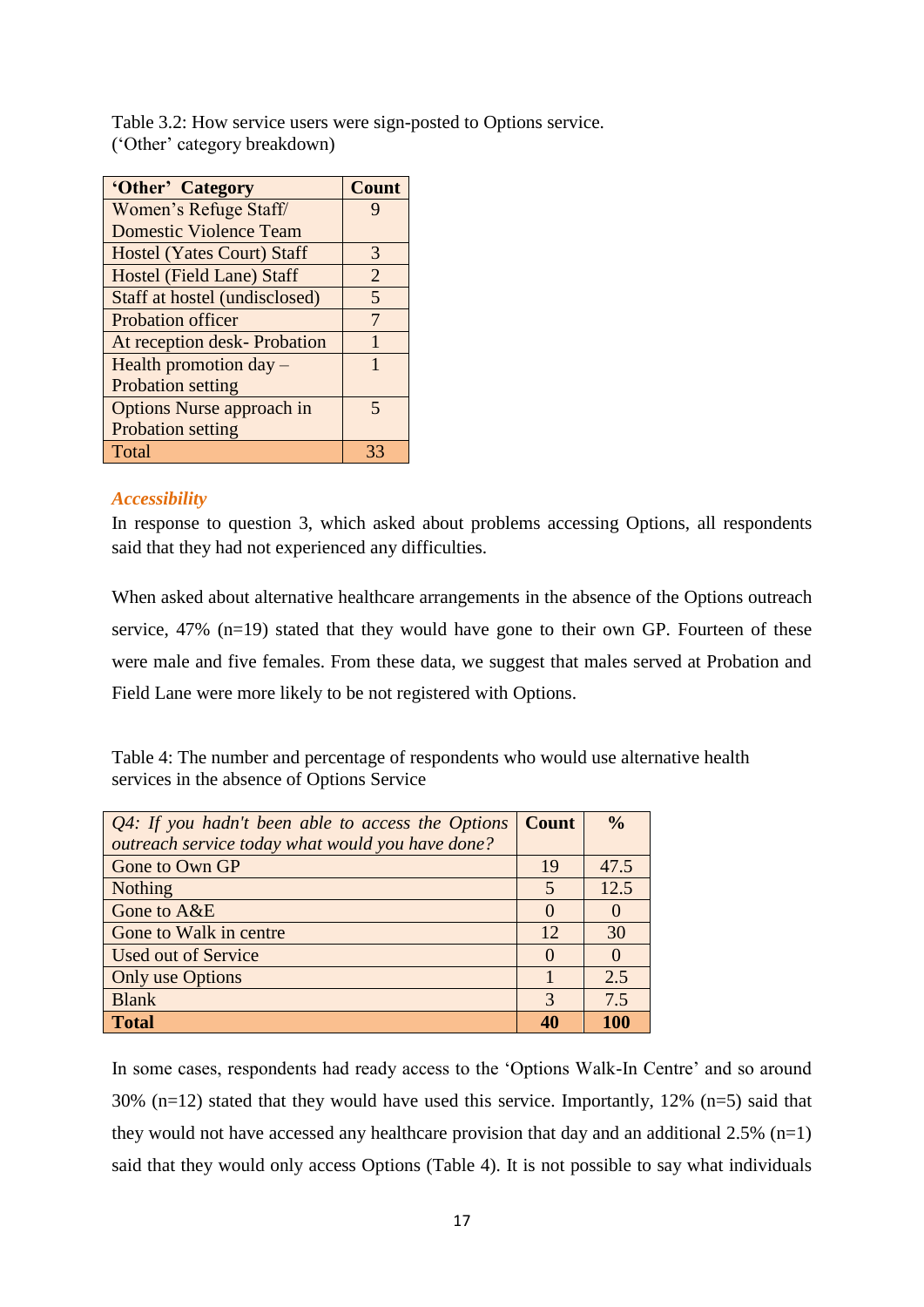Table 3.2: How service users were sign-posted to Options service.
('Other' category breakdown)

| 'Other' Category | Count |
|---|---|
| Women's Refuge Staff/ Domestic Violence Team | 9 |
| Hostel (Yates Court) Staff | 3 |
| Hostel (Field Lane) Staff | 2 |
| Staff at hostel (undisclosed) | 5 |
| Probation officer | 7 |
| At reception desk- Probation | 1 |
| Health promotion day – Probation setting | 1 |
| Options Nurse approach in Probation setting | 5 |
| Total | 33 |

### *Accessibility*

In response to question 3, which asked about problems accessing Options, all respondents said that they had not experienced any difficulties.

When asked about alternative healthcare arrangements in the absence of the Options outreach service, 47% (n=19) stated that they would have gone to their own GP. Fourteen of these were male and five females. From these data, we suggest that males served at Probation and Field Lane were more likely to be not registered with Options.

Table 4: The number and percentage of respondents who would use alternative health services in the absence of Options Service

| *Q4: If you hadn't been able to access the Options outreach service today what would you have done?* | **Count** | **%** |
|---|---|---|
| Gone to Own GP | 19 | 47.5 |
| Nothing | 5 | 12.5 |
| Gone to A&E | 0 | 0 |
| Gone to Walk in centre | 12 | 30 |
| Used out of Service | 0 | 0 |
| Only use Options | 1 | 2.5 |
| Blank | 3 | 7.5 |
| **Total** | **40** | **100** |

In some cases, respondents had ready access to the 'Options Walk-In Centre' and so around 30% (n=12) stated that they would have used this service. Importantly, 12% (n=5) said that they would not have accessed any healthcare provision that day and an additional 2.5% (n=1) said that they would only access Options (Table 4). It is not possible to say what individuals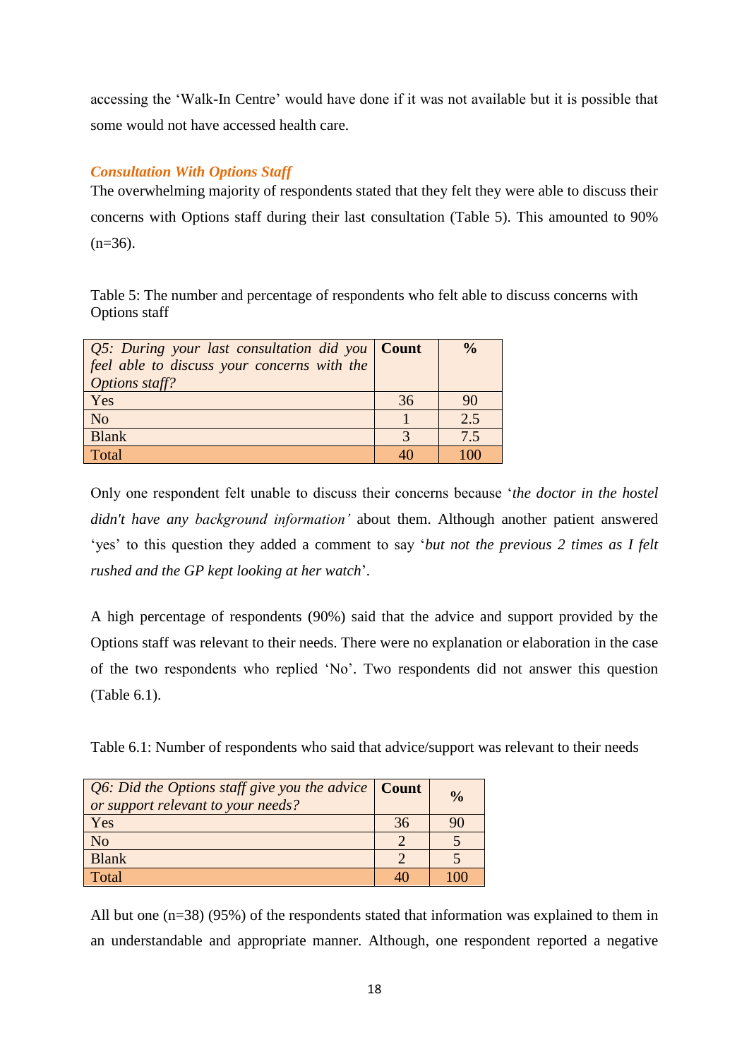accessing the 'Walk-In Centre' would have done if it was not available but it is possible that some would not have accessed health care.

### *Consultation With Options Staff*

The overwhelming majority of respondents stated that they felt they were able to discuss their concerns with Options staff during their last consultation (Table 5). This amounted to 90% (n=36).

Table 5: The number and percentage of respondents who felt able to discuss concerns with Options staff

| *Q5: During your last consultation did you feel able to discuss your concerns with the Options staff?* | **Count** | **%** |
|---|---|---|
| Yes | 36 | 90 |
| No | 1 | 2.5 |
| Blank | 3 | 7.5 |
| Total | 40 | 100 |

Only one respondent felt unable to discuss their concerns because '*the doctor in the hostel didn't have any background information'* about them. Although another patient answered 'yes' to this question they added a comment to say '*but not the previous 2 times as I felt rushed and the GP kept looking at her watch*'.

A high percentage of respondents (90%) said that the advice and support provided by the Options staff was relevant to their needs. There were no explanation or elaboration in the case of the two respondents who replied 'No'. Two respondents did not answer this question (Table 6.1).

Table 6.1: Number of respondents who said that advice/support was relevant to their needs

| *Q6: Did the Options staff give you the advice or support relevant to your needs?* | **Count** | **%** |
|---|---|---|
| Yes | 36 | 90 |
| No | 2 | 5 |
| Blank | 2 | 5 |
| Total | 40 | 100 |

All but one (n=38) (95%) of the respondents stated that information was explained to them in an understandable and appropriate manner. Although, one respondent reported a negative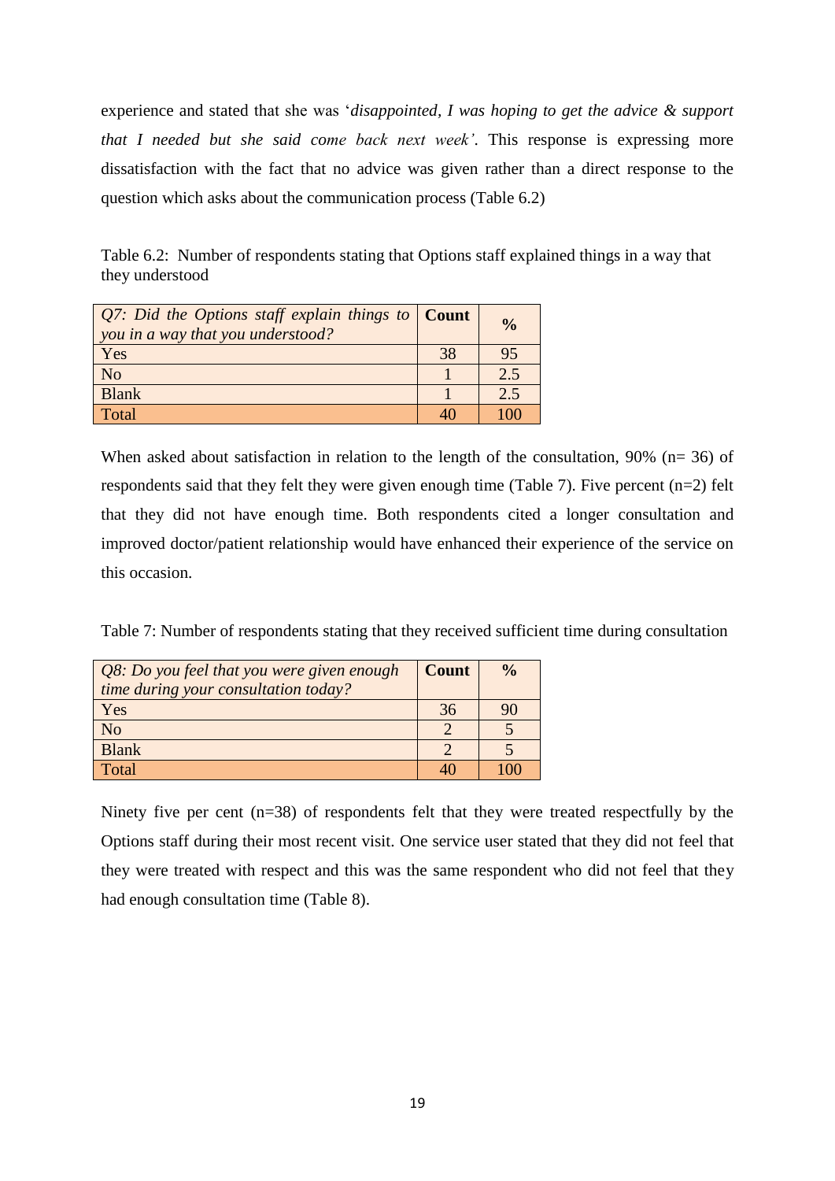experience and stated that she was '*disappointed, I was hoping to get the advice & support that I needed but she said come back next week'*. This response is expressing more dissatisfaction with the fact that no advice was given rather than a direct response to the question which asks about the communication process (Table 6.2)

Table 6.2: Number of respondents stating that Options staff explained things in a way that they understood

| *Q7: Did the Options staff explain things to you in a way that you understood?* | **Count** | **%** |
|---|---|---|
| Yes | 38 | 95 |
| No | 1 | 2.5 |
| Blank | 1 | 2.5 |
| Total | 40 | 100 |

When asked about satisfaction in relation to the length of the consultation, 90% (n= 36) of respondents said that they felt they were given enough time (Table 7). Five percent (n=2) felt that they did not have enough time. Both respondents cited a longer consultation and improved doctor/patient relationship would have enhanced their experience of the service on this occasion.

Table 7: Number of respondents stating that they received sufficient time during consultation

| *Q8: Do you feel that you were given enough time during your consultation today?* | **Count** | **%** |
|---|---|---|
| Yes | 36 | 90 |
| No | 2 | 5 |
| Blank | 2 | 5 |
| Total | 40 | 100 |

Ninety five per cent (n=38) of respondents felt that they were treated respectfully by the Options staff during their most recent visit. One service user stated that they did not feel that they were treated with respect and this was the same respondent who did not feel that they had enough consultation time (Table 8).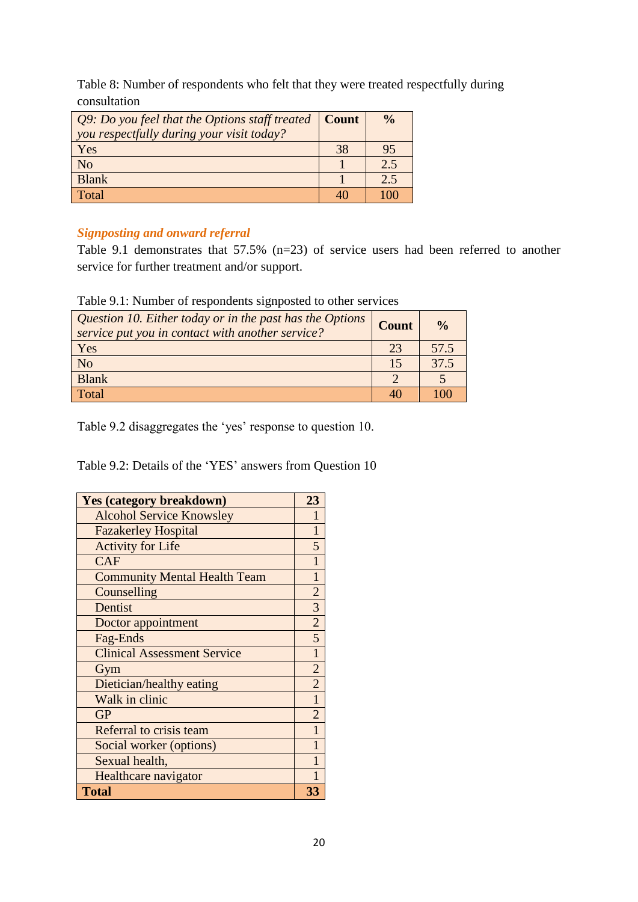Table 8: Number of respondents who felt that they were treated respectfully during consultation

| *Q9: Do you feel that the Options staff treated you respectfully during your visit today?* | **Count** | **%** |
|---|---|---|
| Yes | 38 | 95 |
| No | 1 | 2.5 |
| Blank | 1 | 2.5 |
| Total | 40 | 100 |

### *Signposting and onward referral*

Table 9.1 demonstrates that 57.5% (n=23) of service users had been referred to another service for further treatment and/or support.

Table 9.1: Number of respondents signposted to other services

| *Question 10. Either today or in the past has the Options service put you in contact with another service?* | **Count** | **%** |
|---|---|---|
| Yes | 23 | 57.5 |
| No | 15 | 37.5 |
| Blank | 2 | 5 |
| Total | 40 | 100 |

Table 9.2 disaggregates the 'yes' response to question 10.

Table 9.2: Details of the 'YES' answers from Question 10

| **Yes (category breakdown)** | **23** |
|---|---|
| Alcohol Service Knowsley | 1 |
| Fazakerley Hospital | 1 |
| Activity for Life | 5 |
| CAF | 1 |
| Community Mental Health Team | 1 |
| Counselling | 2 |
| Dentist | 3 |
| Doctor appointment | 2 |
| Fag-Ends | 5 |
| Clinical Assessment Service | 1 |
| Gym | 2 |
| Dietician/healthy eating | 2 |
| Walk in clinic | 1 |
| GP | 2 |
| Referral to crisis team | 1 |
| Social worker (options) | 1 |
| Sexual health, | 1 |
| Healthcare navigator | 1 |
| **Total** | **33** |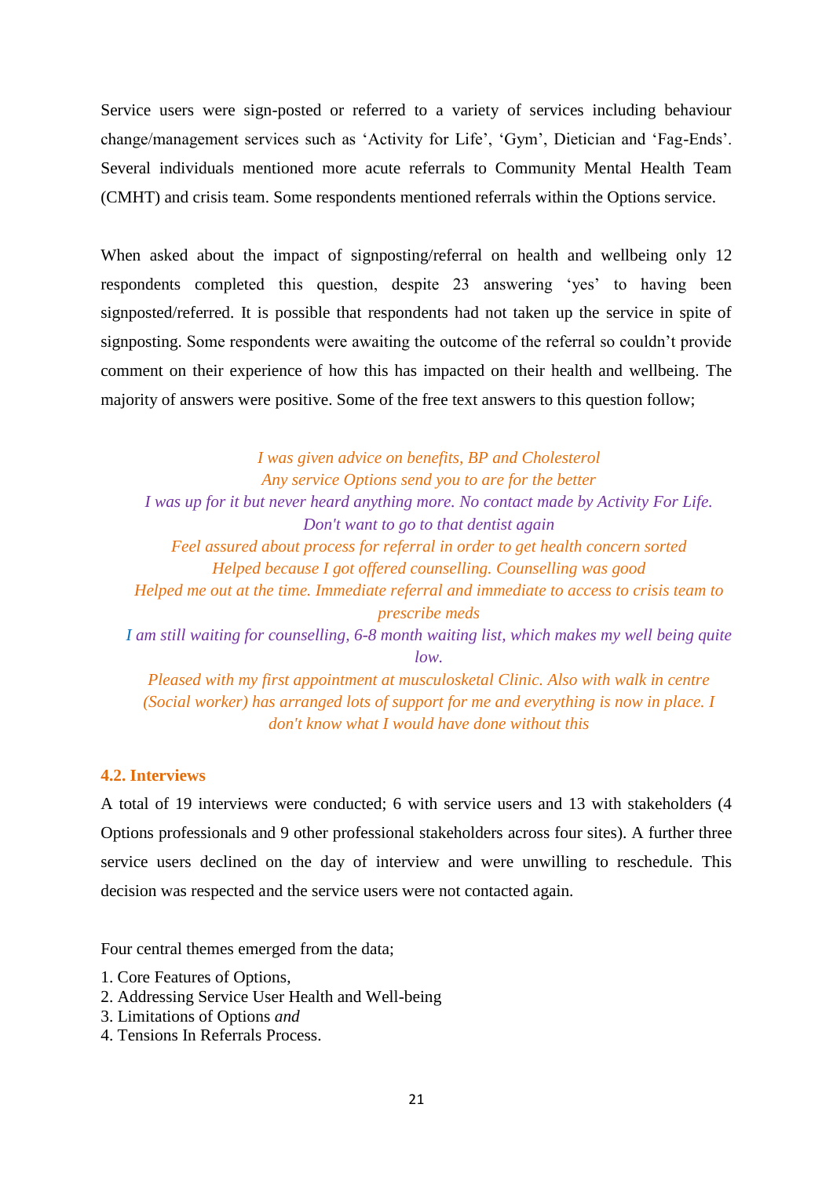Service users were sign-posted or referred to a variety of services including behaviour change/management services such as 'Activity for Life', 'Gym', Dietician and 'Fag-Ends'. Several individuals mentioned more acute referrals to Community Mental Health Team (CMHT) and crisis team. Some respondents mentioned referrals within the Options service.

When asked about the impact of signposting/referral on health and wellbeing only 12 respondents completed this question, despite 23 answering 'yes' to having been signposted/referred. It is possible that respondents had not taken up the service in spite of signposting. Some respondents were awaiting the outcome of the referral so couldn't provide comment on their experience of how this has impacted on their health and wellbeing. The majority of answers were positive. Some of the free text answers to this question follow;

*I was given advice on benefits, BP and Cholesterol*
*Any service Options send you to are for the better*
*I was up for it but never heard anything more. No contact made by Activity For Life.*
*Don't want to go to that dentist again*
*Feel assured about process for referral in order to get health concern sorted*
*Helped because I got offered counselling. Counselling was good*
*Helped me out at the time. Immediate referral and immediate to access to crisis team to prescribe meds*
*I am still waiting for counselling, 6-8 month waiting list, which makes my well being quite low.*
*Pleased with my first appointment at musculosketal Clinic. Also with walk in centre (Social worker) has arranged lots of support for me and everything is now in place. I don't know what I would have done without this*

### 4.2. Interviews

A total of 19 interviews were conducted; 6 with service users and 13 with stakeholders (4 Options professionals and 9 other professional stakeholders across four sites). A further three service users declined on the day of interview and were unwilling to reschedule. This decision was respected and the service users were not contacted again.

Four central themes emerged from the data;

1. Core Features of Options,
2. Addressing Service User Health and Well-being
3. Limitations of Options *and*
4. Tensions In Referrals Process.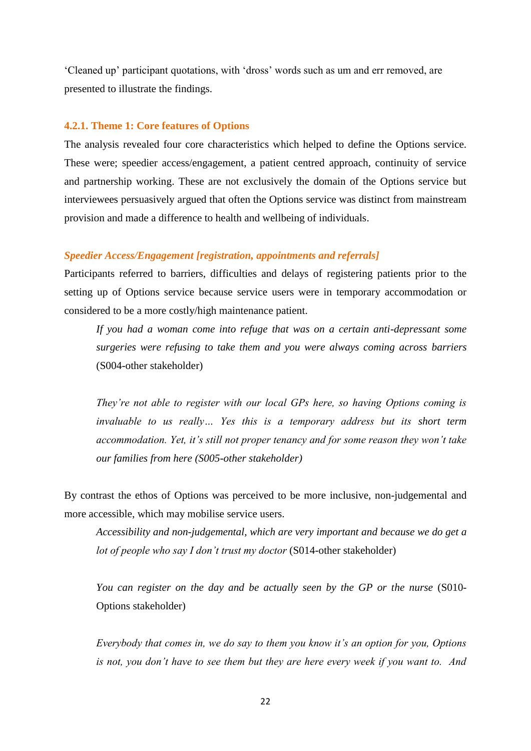'Cleaned up' participant quotations, with 'dross' words such as um and err removed, are presented to illustrate the findings.

### 4.2.1. Theme 1: Core features of Options

The analysis revealed four core characteristics which helped to define the Options service. These were; speedier access/engagement, a patient centred approach, continuity of service and partnership working. These are not exclusively the domain of the Options service but interviewees persuasively argued that often the Options service was distinct from mainstream provision and made a difference to health and wellbeing of individuals.

#### *Speedier Access/Engagement [registration, appointments and referrals]*

Participants referred to barriers, difficulties and delays of registering patients prior to the setting up of Options service because service users were in temporary accommodation or considered to be a more costly/high maintenance patient.

> *If you had a woman come into refuge that was on a certain anti-depressant some surgeries were refusing to take them and you were always coming across barriers* (S004-other stakeholder)
>
> *They're not able to register with our local GPs here, so having Options coming is invaluable to us really… Yes this is a temporary address but its short term accommodation. Yet, it's still not proper tenancy and for some reason they won't take our families from here (S005-other stakeholder)*

By contrast the ethos of Options was perceived to be more inclusive, non-judgemental and more accessible, which may mobilise service users.

> *Accessibility and non-judgemental, which are very important and because we do get a lot of people who say I don't trust my doctor* (S014-other stakeholder)
>
> *You can register on the day and be actually seen by the GP or the nurse* (S010-Options stakeholder)
>
> *Everybody that comes in, we do say to them you know it's an option for you, Options is not, you don't have to see them but they are here every week if you want to. And*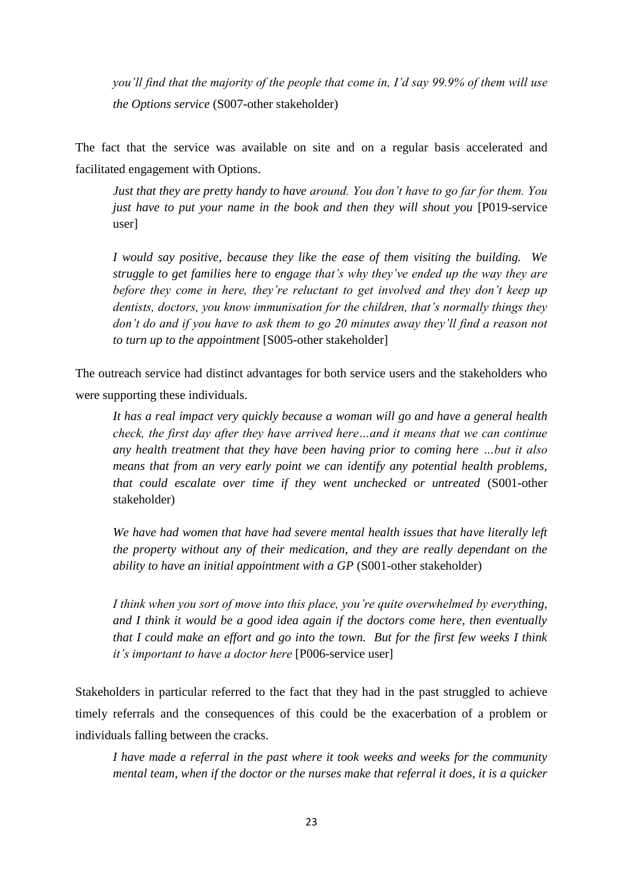*you'll find that the majority of the people that come in, I'd say 99.9% of them will use the Options service* (S007-other stakeholder)

The fact that the service was available on site and on a regular basis accelerated and facilitated engagement with Options.

> *Just that they are pretty handy to have around. You don't have to go far for them. You just have to put your name in the book and then they will shout you* [P019-service user]

> *I would say positive, because they like the ease of them visiting the building. We struggle to get families here to engage that's why they've ended up the way they are before they come in here, they're reluctant to get involved and they don't keep up dentists, doctors, you know immunisation for the children, that's normally things they don't do and if you have to ask them to go 20 minutes away they'll find a reason not to turn up to the appointment* [S005-other stakeholder]

The outreach service had distinct advantages for both service users and the stakeholders who were supporting these individuals.

> *It has a real impact very quickly because a woman will go and have a general health check, the first day after they have arrived here…and it means that we can continue any health treatment that they have been having prior to coming here …but it also means that from an very early point we can identify any potential health problems, that could escalate over time if they went unchecked or untreated* (S001-other stakeholder)

> *We have had women that have had severe mental health issues that have literally left the property without any of their medication, and they are really dependant on the ability to have an initial appointment with a GP* (S001-other stakeholder)

> *I think when you sort of move into this place, you're quite overwhelmed by everything, and I think it would be a good idea again if the doctors come here, then eventually that I could make an effort and go into the town. But for the first few weeks I think it's important to have a doctor here* [P006-service user]

Stakeholders in particular referred to the fact that they had in the past struggled to achieve timely referrals and the consequences of this could be the exacerbation of a problem or individuals falling between the cracks.

> *I have made a referral in the past where it took weeks and weeks for the community mental team, when if the doctor or the nurses make that referral it does, it is a quicker*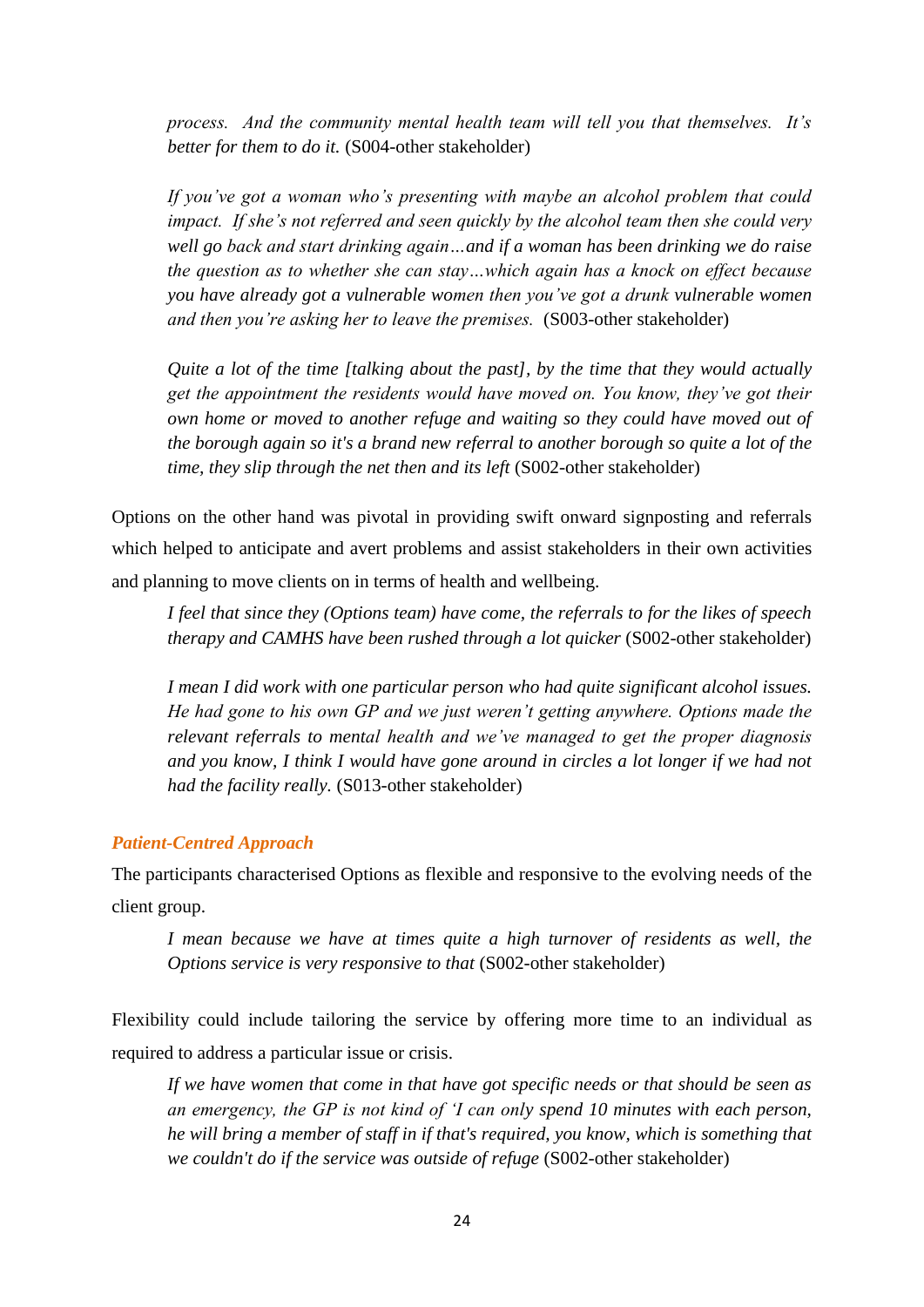*process. And the community mental health team will tell you that themselves. It's better for them to do it.* (S004-other stakeholder)

> *If you've got a woman who's presenting with maybe an alcohol problem that could impact. If she's not referred and seen quickly by the alcohol team then she could very well go back and start drinking again…and if a woman has been drinking we do raise the question as to whether she can stay…which again has a knock on effect because you have already got a vulnerable women then you've got a drunk vulnerable women and then you're asking her to leave the premises.* (S003-other stakeholder)

> *Quite a lot of the time [talking about the past], by the time that they would actually get the appointment the residents would have moved on. You know, they've got their own home or moved to another refuge and waiting so they could have moved out of the borough again so it's a brand new referral to another borough so quite a lot of the time, they slip through the net then and its left* (S002-other stakeholder)

Options on the other hand was pivotal in providing swift onward signposting and referrals which helped to anticipate and avert problems and assist stakeholders in their own activities and planning to move clients on in terms of health and wellbeing.

> *I feel that since they (Options team) have come, the referrals to for the likes of speech therapy and CAMHS have been rushed through a lot quicker* (S002-other stakeholder)

> *I mean I did work with one particular person who had quite significant alcohol issues. He had gone to his own GP and we just weren't getting anywhere. Options made the relevant referrals to mental health and we've managed to get the proper diagnosis and you know, I think I would have gone around in circles a lot longer if we had not had the facility really.* (S013-other stakeholder)

### *Patient-Centred Approach*

The participants characterised Options as flexible and responsive to the evolving needs of the client group.

> *I mean because we have at times quite a high turnover of residents as well, the Options service is very responsive to that* (S002-other stakeholder)

Flexibility could include tailoring the service by offering more time to an individual as required to address a particular issue or crisis.

> *If we have women that come in that have got specific needs or that should be seen as an emergency, the GP is not kind of 'I can only spend 10 minutes with each person, he will bring a member of staff in if that's required, you know, which is something that we couldn't do if the service was outside of refuge* (S002-other stakeholder)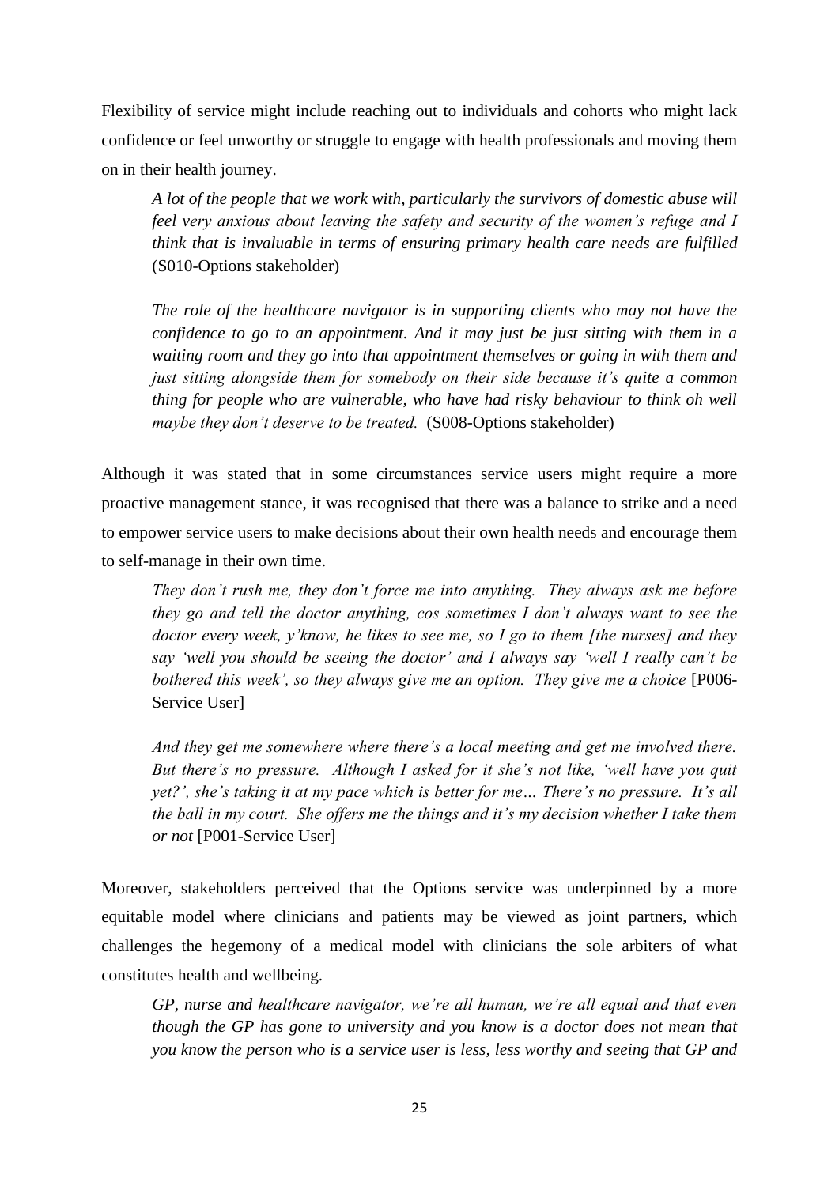Flexibility of service might include reaching out to individuals and cohorts who might lack confidence or feel unworthy or struggle to engage with health professionals and moving them on in their health journey.

> *A lot of the people that we work with, particularly the survivors of domestic abuse will feel very anxious about leaving the safety and security of the women's refuge and I think that is invaluable in terms of ensuring primary health care needs are fulfilled* (S010-Options stakeholder)

> *The role of the healthcare navigator is in supporting clients who may not have the confidence to go to an appointment. And it may just be just sitting with them in a waiting room and they go into that appointment themselves or going in with them and just sitting alongside them for somebody on their side because it's quite a common thing for people who are vulnerable, who have had risky behaviour to think oh well maybe they don't deserve to be treated.* (S008-Options stakeholder)

Although it was stated that in some circumstances service users might require a more proactive management stance, it was recognised that there was a balance to strike and a need to empower service users to make decisions about their own health needs and encourage them to self-manage in their own time.

> *They don't rush me, they don't force me into anything. They always ask me before they go and tell the doctor anything, cos sometimes I don't always want to see the doctor every week, y'know, he likes to see me, so I go to them [the nurses] and they say 'well you should be seeing the doctor' and I always say 'well I really can't be bothered this week', so they always give me an option. They give me a choice* [P006-Service User]

> *And they get me somewhere where there's a local meeting and get me involved there. But there's no pressure. Although I asked for it she's not like, 'well have you quit yet?', she's taking it at my pace which is better for me… There's no pressure. It's all the ball in my court. She offers me the things and it's my decision whether I take them or not* [P001-Service User]

Moreover, stakeholders perceived that the Options service was underpinned by a more equitable model where clinicians and patients may be viewed as joint partners, which challenges the hegemony of a medical model with clinicians the sole arbiters of what constitutes health and wellbeing.

> *GP, nurse and healthcare navigator, we're all human, we're all equal and that even though the GP has gone to university and you know is a doctor does not mean that you know the person who is a service user is less, less worthy and seeing that GP and*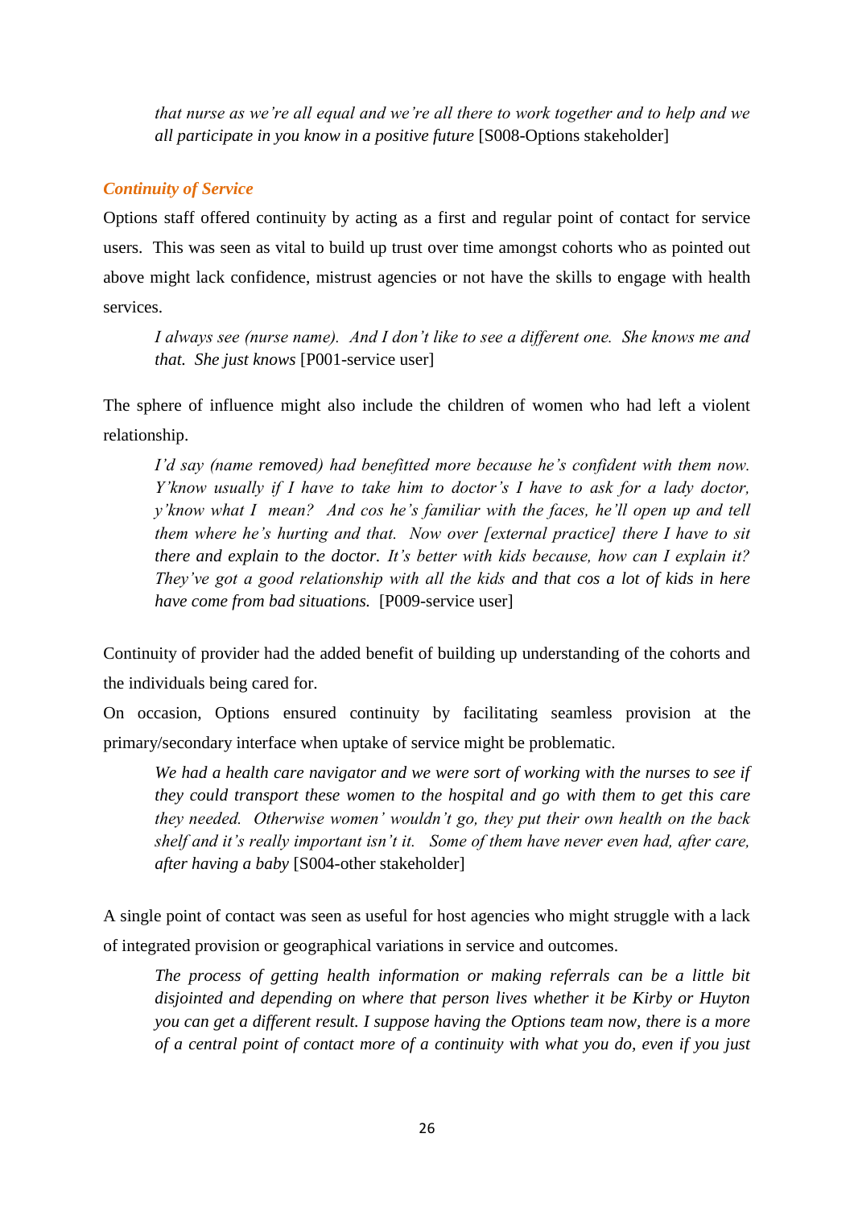*that nurse as we're all equal and we're all there to work together and to help and we all participate in you know in a positive future* [S008-Options stakeholder]

### *Continuity of Service*

Options staff offered continuity by acting as a first and regular point of contact for service users. This was seen as vital to build up trust over time amongst cohorts who as pointed out above might lack confidence, mistrust agencies or not have the skills to engage with health services.

> *I always see (nurse name). And I don't like to see a different one. She knows me and that. She just knows* [P001-service user]

The sphere of influence might also include the children of women who had left a violent relationship.

> *I'd say (name removed) had benefitted more because he's confident with them now. Y'know usually if I have to take him to doctor's I have to ask for a lady doctor, y'know what I mean? And cos he's familiar with the faces, he'll open up and tell them where he's hurting and that. Now over [external practice] there I have to sit there and explain to the doctor. It's better with kids because, how can I explain it? They've got a good relationship with all the kids and that cos a lot of kids in here have come from bad situations.* [P009-service user]

Continuity of provider had the added benefit of building up understanding of the cohorts and the individuals being cared for.

On occasion, Options ensured continuity by facilitating seamless provision at the primary/secondary interface when uptake of service might be problematic.

> *We had a health care navigator and we were sort of working with the nurses to see if they could transport these women to the hospital and go with them to get this care they needed. Otherwise women' wouldn't go, they put their own health on the back shelf and it's really important isn't it. Some of them have never even had, after care, after having a baby* [S004-other stakeholder]

A single point of contact was seen as useful for host agencies who might struggle with a lack of integrated provision or geographical variations in service and outcomes.

> *The process of getting health information or making referrals can be a little bit disjointed and depending on where that person lives whether it be Kirby or Huyton you can get a different result. I suppose having the Options team now, there is a more of a central point of contact more of a continuity with what you do, even if you just*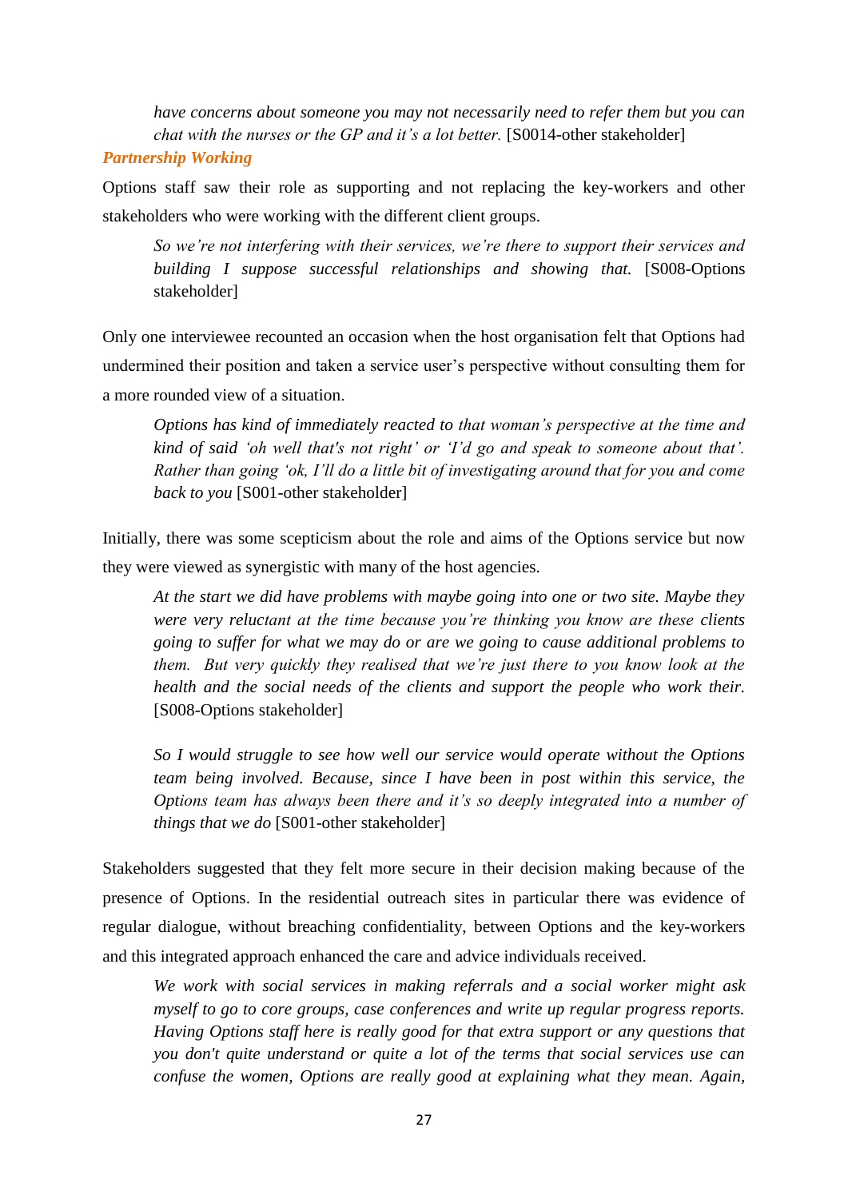*have concerns about someone you may not necessarily need to refer them but you can chat with the nurses or the GP and it's a lot better.* [S0014-other stakeholder]

***Partnership Working***

Options staff saw their role as supporting and not replacing the key-workers and other stakeholders who were working with the different client groups.

> *So we're not interfering with their services, we're there to support their services and building I suppose successful relationships and showing that.* [S008-Options stakeholder]

Only one interviewee recounted an occasion when the host organisation felt that Options had undermined their position and taken a service user's perspective without consulting them for a more rounded view of a situation.

> *Options has kind of immediately reacted to that woman's perspective at the time and kind of said 'oh well that's not right' or 'I'd go and speak to someone about that'. Rather than going 'ok, I'll do a little bit of investigating around that for you and come back to you* [S001-other stakeholder]

Initially, there was some scepticism about the role and aims of the Options service but now they were viewed as synergistic with many of the host agencies.

> *At the start we did have problems with maybe going into one or two site. Maybe they were very reluctant at the time because you're thinking you know are these clients going to suffer for what we may do or are we going to cause additional problems to them. But very quickly they realised that we're just there to you know look at the health and the social needs of the clients and support the people who work their.* [S008-Options stakeholder]

> *So I would struggle to see how well our service would operate without the Options team being involved. Because, since I have been in post within this service, the Options team has always been there and it's so deeply integrated into a number of things that we do* [S001-other stakeholder]

Stakeholders suggested that they felt more secure in their decision making because of the presence of Options. In the residential outreach sites in particular there was evidence of regular dialogue, without breaching confidentiality, between Options and the key-workers and this integrated approach enhanced the care and advice individuals received.

> *We work with social services in making referrals and a social worker might ask myself to go to core groups, case conferences and write up regular progress reports. Having Options staff here is really good for that extra support or any questions that you don't quite understand or quite a lot of the terms that social services use can confuse the women, Options are really good at explaining what they mean. Again,*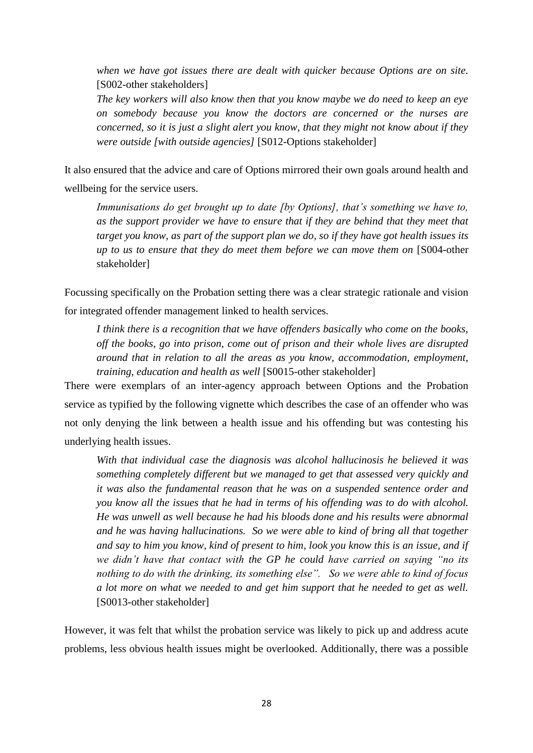> *when we have got issues there are dealt with quicker because Options are on site.* [S002-other stakeholders]
>
> *The key workers will also know then that you know maybe we do need to keep an eye on somebody because you know the doctors are concerned or the nurses are concerned, so it is just a slight alert you know, that they might not know about if they were outside [with outside agencies]* [S012-Options stakeholder]

It also ensured that the advice and care of Options mirrored their own goals around health and wellbeing for the service users.

> *Immunisations do get brought up to date [by Options], that's something we have to, as the support provider we have to ensure that if they are behind that they meet that target you know, as part of the support plan we do, so if they have got health issues its up to us to ensure that they do meet them before we can move them on* [S004-other stakeholder]

Focussing specifically on the Probation setting there was a clear strategic rationale and vision for integrated offender management linked to health services.

> *I think there is a recognition that we have offenders basically who come on the books, off the books, go into prison, come out of prison and their whole lives are disrupted around that in relation to all the areas as you know, accommodation, employment, training, education and health as well* [S0015-other stakeholder]

There were exemplars of an inter-agency approach between Options and the Probation service as typified by the following vignette which describes the case of an offender who was not only denying the link between a health issue and his offending but was contesting his underlying health issues.

> *With that individual case the diagnosis was alcohol hallucinosis he believed it was something completely different but we managed to get that assessed very quickly and it was also the fundamental reason that he was on a suspended sentence order and you know all the issues that he had in terms of his offending was to do with alcohol. He was unwell as well because he had his bloods done and his results were abnormal and he was having hallucinations. So we were able to kind of bring all that together and say to him you know, kind of present to him, look you know this is an issue, and if we didn't have that contact with the GP he could have carried on saying "no its nothing to do with the drinking, its something else". So we were able to kind of focus a lot more on what we needed to and get him support that he needed to get as well.* [S0013-other stakeholder]

However, it was felt that whilst the probation service was likely to pick up and address acute problems, less obvious health issues might be overlooked. Additionally, there was a possible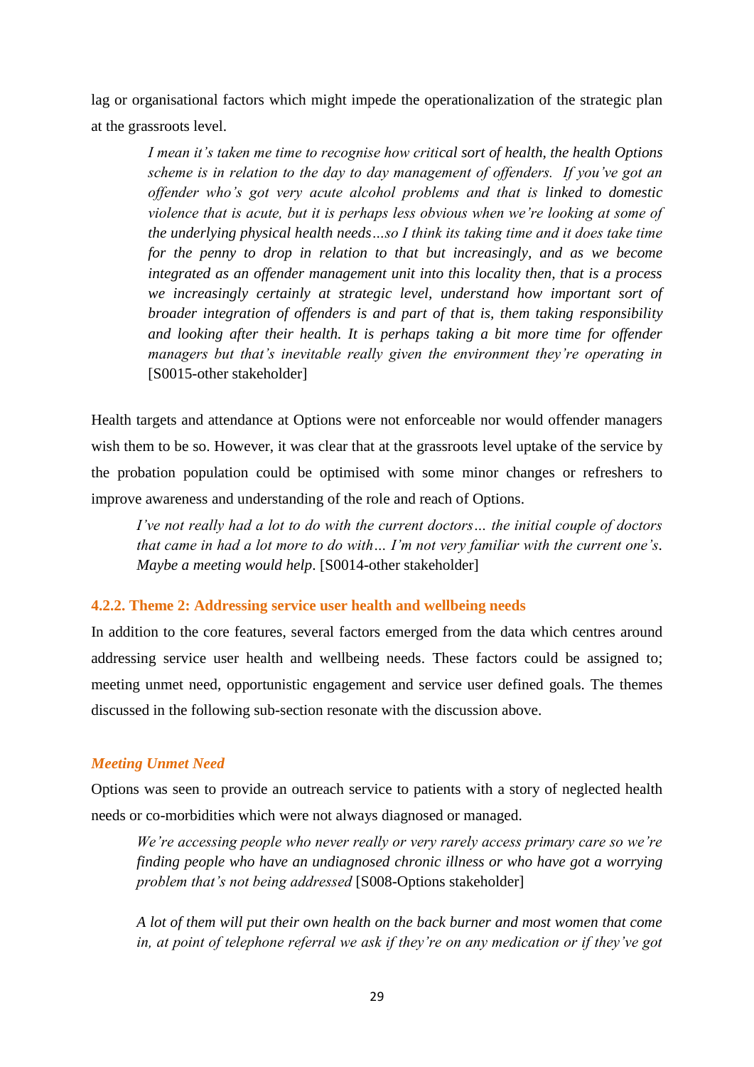lag or organisational factors which might impede the operationalization of the strategic plan at the grassroots level.

> *I mean it's taken me time to recognise how critical sort of health, the health Options scheme is in relation to the day to day management of offenders. If you've got an offender who's got very acute alcohol problems and that is linked to domestic violence that is acute, but it is perhaps less obvious when we're looking at some of the underlying physical health needs…so I think its taking time and it does take time for the penny to drop in relation to that but increasingly, and as we become integrated as an offender management unit into this locality then, that is a process we increasingly certainly at strategic level, understand how important sort of broader integration of offenders is and part of that is, them taking responsibility and looking after their health. It is perhaps taking a bit more time for offender managers but that's inevitable really given the environment they're operating in* [S0015-other stakeholder]

Health targets and attendance at Options were not enforceable nor would offender managers wish them to be so. However, it was clear that at the grassroots level uptake of the service by the probation population could be optimised with some minor changes or refreshers to improve awareness and understanding of the role and reach of Options.

> *I've not really had a lot to do with the current doctors… the initial couple of doctors that came in had a lot more to do with… I'm not very familiar with the current one's. Maybe a meeting would help*. [S0014-other stakeholder]

### 4.2.2. Theme 2: Addressing service user health and wellbeing needs

In addition to the core features, several factors emerged from the data which centres around addressing service user health and wellbeing needs. These factors could be assigned to; meeting unmet need, opportunistic engagement and service user defined goals. The themes discussed in the following sub-section resonate with the discussion above.

#### *Meeting Unmet Need*

Options was seen to provide an outreach service to patients with a story of neglected health needs or co-morbidities which were not always diagnosed or managed.

> *We're accessing people who never really or very rarely access primary care so we're finding people who have an undiagnosed chronic illness or who have got a worrying problem that's not being addressed* [S008-Options stakeholder]

> *A lot of them will put their own health on the back burner and most women that come in, at point of telephone referral we ask if they're on any medication or if they've got*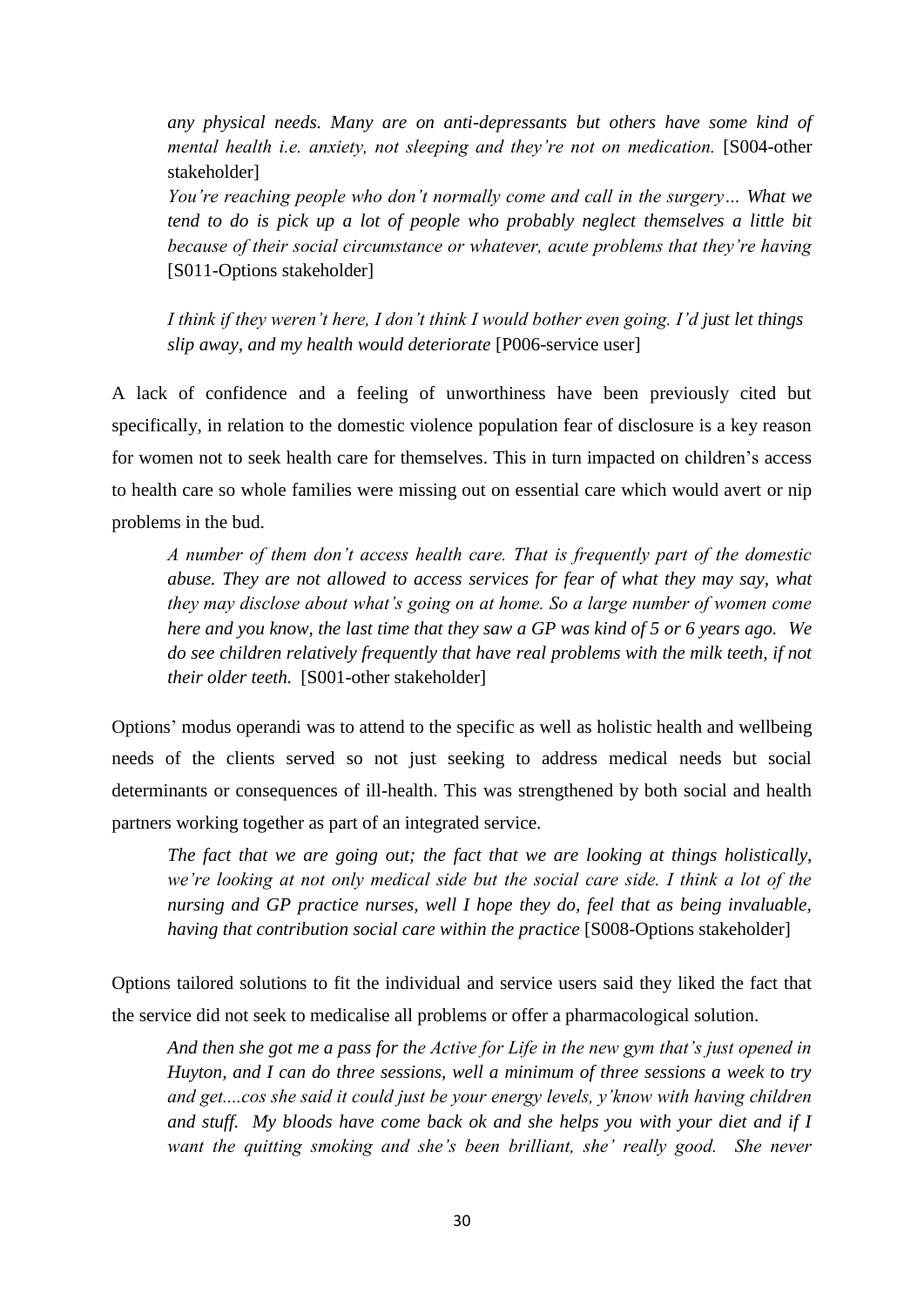*any physical needs. Many are on anti-depressants but others have some kind of mental health i.e. anxiety, not sleeping and they're not on medication.* [S004-other stakeholder]

*You're reaching people who don't normally come and call in the surgery… What we tend to do is pick up a lot of people who probably neglect themselves a little bit because of their social circumstance or whatever, acute problems that they're having* [S011-Options stakeholder]

*I think if they weren't here, I don't think I would bother even going. I'd just let things slip away, and my health would deteriorate* [P006-service user]

A lack of confidence and a feeling of unworthiness have been previously cited but specifically, in relation to the domestic violence population fear of disclosure is a key reason for women not to seek health care for themselves. This in turn impacted on children's access to health care so whole families were missing out on essential care which would avert or nip problems in the bud.

*A number of them don't access health care. That is frequently part of the domestic abuse. They are not allowed to access services for fear of what they may say, what they may disclose about what's going on at home. So a large number of women come here and you know, the last time that they saw a GP was kind of 5 or 6 years ago. We do see children relatively frequently that have real problems with the milk teeth, if not their older teeth.* [S001-other stakeholder]

Options' modus operandi was to attend to the specific as well as holistic health and wellbeing needs of the clients served so not just seeking to address medical needs but social determinants or consequences of ill-health. This was strengthened by both social and health partners working together as part of an integrated service.

*The fact that we are going out; the fact that we are looking at things holistically, we're looking at not only medical side but the social care side. I think a lot of the nursing and GP practice nurses, well I hope they do, feel that as being invaluable, having that contribution social care within the practice* [S008-Options stakeholder]

Options tailored solutions to fit the individual and service users said they liked the fact that the service did not seek to medicalise all problems or offer a pharmacological solution.

*And then she got me a pass for the Active for Life in the new gym that's just opened in Huyton, and I can do three sessions, well a minimum of three sessions a week to try and get....cos she said it could just be your energy levels, y'know with having children and stuff. My bloods have come back ok and she helps you with your diet and if I want the quitting smoking and she's been brilliant, she' really good. She never*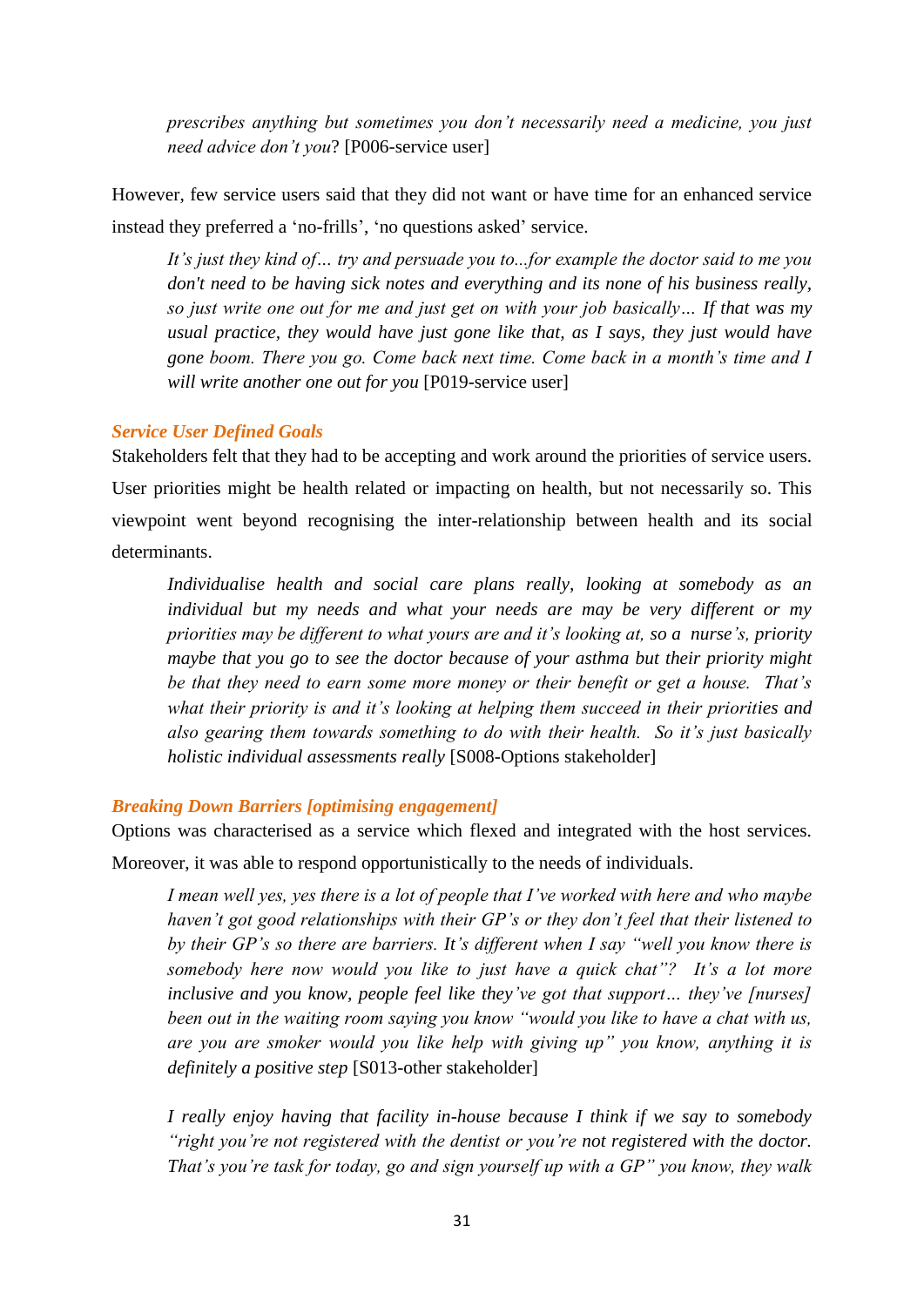*prescribes anything but sometimes you don't necessarily need a medicine, you just need advice don't you*? [P006-service user]

However, few service users said that they did not want or have time for an enhanced service instead they preferred a 'no-frills', 'no questions asked' service.

> *It's just they kind of… try and persuade you to...for example the doctor said to me you don't need to be having sick notes and everything and its none of his business really, so just write one out for me and just get on with your job basically… If that was my usual practice, they would have just gone like that, as I says, they just would have gone boom. There you go. Come back next time. Come back in a month's time and I will write another one out for you* [P019-service user]

### *Service User Defined Goals*

Stakeholders felt that they had to be accepting and work around the priorities of service users. User priorities might be health related or impacting on health, but not necessarily so. This viewpoint went beyond recognising the inter-relationship between health and its social determinants.

> *Individualise health and social care plans really, looking at somebody as an individual but my needs and what your needs are may be very different or my priorities may be different to what yours are and it's looking at, so a nurse's, priority maybe that you go to see the doctor because of your asthma but their priority might be that they need to earn some more money or their benefit or get a house. That's what their priority is and it's looking at helping them succeed in their priorities and also gearing them towards something to do with their health. So it's just basically holistic individual assessments really* [S008-Options stakeholder]

### *Breaking Down Barriers [optimising engagement]*

Options was characterised as a service which flexed and integrated with the host services. Moreover, it was able to respond opportunistically to the needs of individuals.

> *I mean well yes, yes there is a lot of people that I've worked with here and who maybe haven't got good relationships with their GP's or they don't feel that their listened to by their GP's so there are barriers. It's different when I say "well you know there is somebody here now would you like to just have a quick chat"? It's a lot more inclusive and you know, people feel like they've got that support… they've [nurses] been out in the waiting room saying you know "would you like to have a chat with us, are you are smoker would you like help with giving up" you know, anything it is definitely a positive step* [S013-other stakeholder]

> *I really enjoy having that facility in-house because I think if we say to somebody "right you're not registered with the dentist or you're not registered with the doctor. That's you're task for today, go and sign yourself up with a GP" you know, they walk*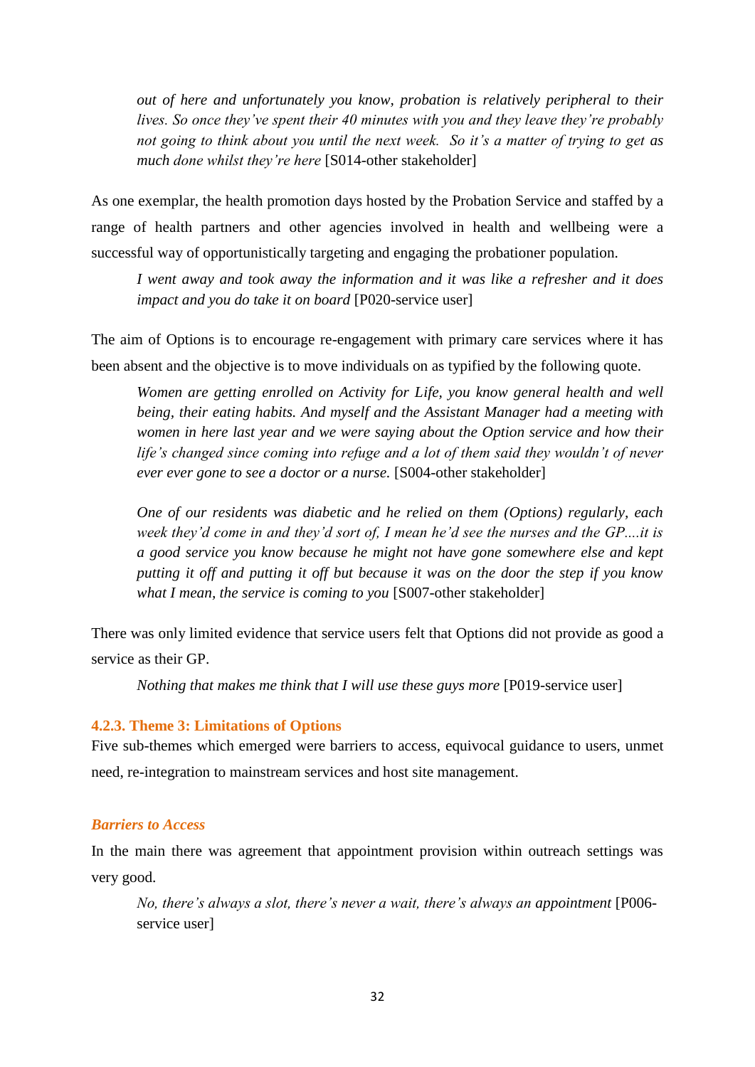> *out of here and unfortunately you know, probation is relatively peripheral to their lives. So once they've spent their 40 minutes with you and they leave they're probably not going to think about you until the next week. So it's a matter of trying to get as much done whilst they're here* [S014-other stakeholder]

As one exemplar, the health promotion days hosted by the Probation Service and staffed by a range of health partners and other agencies involved in health and wellbeing were a successful way of opportunistically targeting and engaging the probationer population.

> *I went away and took away the information and it was like a refresher and it does impact and you do take it on board* [P020-service user]

The aim of Options is to encourage re-engagement with primary care services where it has been absent and the objective is to move individuals on as typified by the following quote.

> *Women are getting enrolled on Activity for Life, you know general health and well being, their eating habits. And myself and the Assistant Manager had a meeting with women in here last year and we were saying about the Option service and how their life's changed since coming into refuge and a lot of them said they wouldn't of never ever ever gone to see a doctor or a nurse.* [S004-other stakeholder]

> *One of our residents was diabetic and he relied on them (Options) regularly, each week they'd come in and they'd sort of, I mean he'd see the nurses and the GP....it is a good service you know because he might not have gone somewhere else and kept putting it off and putting it off but because it was on the door the step if you know what I mean, the service is coming to you* [S007-other stakeholder]

There was only limited evidence that service users felt that Options did not provide as good a service as their GP.

> *Nothing that makes me think that I will use these guys more* [P019-service user]

### 4.2.3. Theme 3: Limitations of Options

Five sub-themes which emerged were barriers to access, equivocal guidance to users, unmet need, re-integration to mainstream services and host site management.

#### *Barriers to Access*

In the main there was agreement that appointment provision within outreach settings was very good.

> *No, there's always a slot, there's never a wait, there's always an appointment* [P006-service user]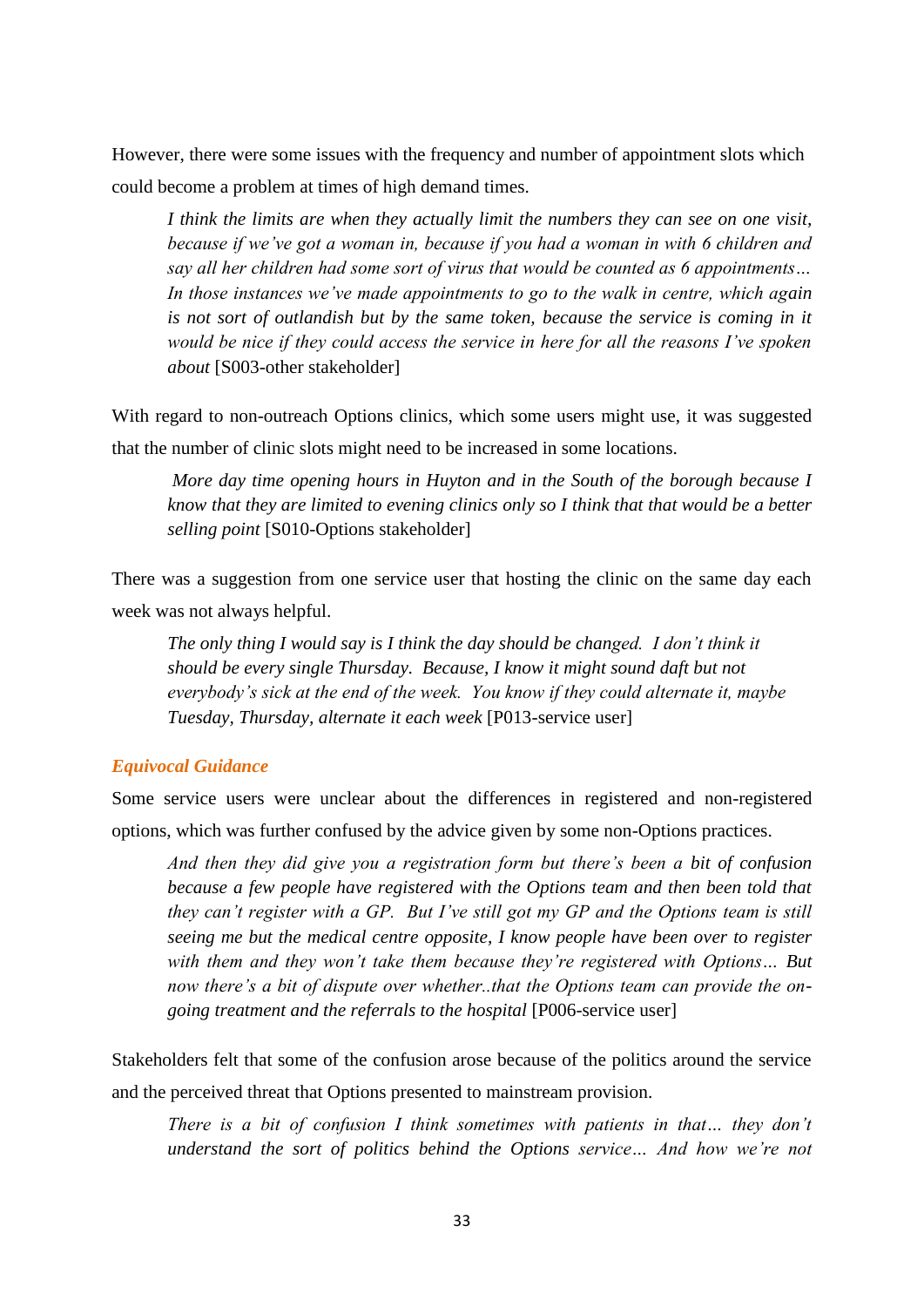However, there were some issues with the frequency and number of appointment slots which could become a problem at times of high demand times.

> *I think the limits are when they actually limit the numbers they can see on one visit, because if we've got a woman in, because if you had a woman in with 6 children and say all her children had some sort of virus that would be counted as 6 appointments… In those instances we've made appointments to go to the walk in centre, which again is not sort of outlandish but by the same token, because the service is coming in it would be nice if they could access the service in here for all the reasons I've spoken about* [S003-other stakeholder]

With regard to non-outreach Options clinics, which some users might use, it was suggested that the number of clinic slots might need to be increased in some locations.

> *More day time opening hours in Huyton and in the South of the borough because I know that they are limited to evening clinics only so I think that that would be a better selling point* [S010-Options stakeholder]

There was a suggestion from one service user that hosting the clinic on the same day each week was not always helpful.

> *The only thing I would say is I think the day should be changed. I don't think it should be every single Thursday. Because, I know it might sound daft but not everybody's sick at the end of the week. You know if they could alternate it, maybe Tuesday, Thursday, alternate it each week* [P013-service user]

### *Equivocal Guidance*

Some service users were unclear about the differences in registered and non-registered options, which was further confused by the advice given by some non-Options practices.

> *And then they did give you a registration form but there's been a bit of confusion because a few people have registered with the Options team and then been told that they can't register with a GP. But I've still got my GP and the Options team is still seeing me but the medical centre opposite, I know people have been over to register with them and they won't take them because they're registered with Options… But now there's a bit of dispute over whether..that the Options team can provide the on-going treatment and the referrals to the hospital* [P006-service user]

Stakeholders felt that some of the confusion arose because of the politics around the service and the perceived threat that Options presented to mainstream provision.

> *There is a bit of confusion I think sometimes with patients in that… they don't understand the sort of politics behind the Options service… And how we're not*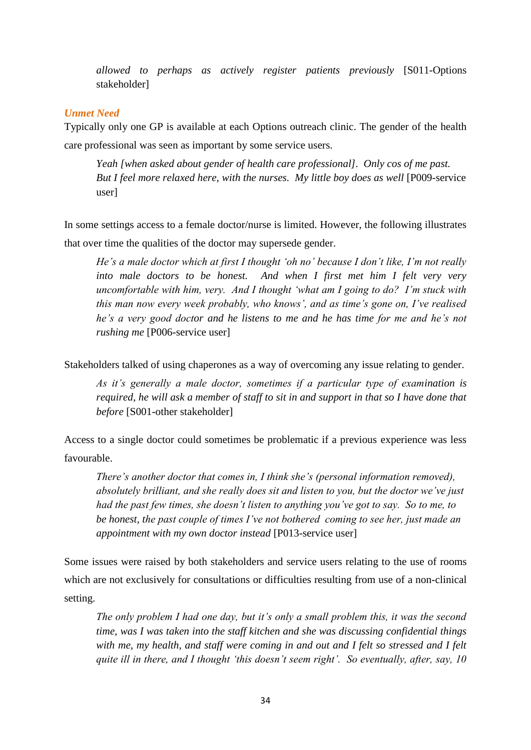> *allowed to perhaps as actively register patients previously* [S011-Options stakeholder]

### *Unmet Need*

Typically only one GP is available at each Options outreach clinic. The gender of the health care professional was seen as important by some service users.

> *Yeah [when asked about gender of health care professional]. Only cos of me past. But I feel more relaxed here, with the nurses. My little boy does as well* [P009-service user]

In some settings access to a female doctor/nurse is limited. However, the following illustrates that over time the qualities of the doctor may supersede gender.

> *He's a male doctor which at first I thought 'oh no' because I don't like, I'm not really into male doctors to be honest. And when I first met him I felt very very uncomfortable with him, very. And I thought 'what am I going to do? I'm stuck with this man now every week probably, who knows', and as time's gone on, I've realised he's a very good doctor and he listens to me and he has time for me and he's not rushing me* [P006-service user]

Stakeholders talked of using chaperones as a way of overcoming any issue relating to gender.

> *As it's generally a male doctor, sometimes if a particular type of examination is required, he will ask a member of staff to sit in and support in that so I have done that before* [S001-other stakeholder]

Access to a single doctor could sometimes be problematic if a previous experience was less favourable.

> *There's another doctor that comes in, I think she's (personal information removed), absolutely brilliant, and she really does sit and listen to you, but the doctor we've just had the past few times, she doesn't listen to anything you've got to say. So to me, to be honest, the past couple of times I've not bothered coming to see her, just made an appointment with my own doctor instead* [P013-service user]

Some issues were raised by both stakeholders and service users relating to the use of rooms which are not exclusively for consultations or difficulties resulting from use of a non-clinical setting.

> *The only problem I had one day, but it's only a small problem this, it was the second time, was I was taken into the staff kitchen and she was discussing confidential things with me, my health, and staff were coming in and out and I felt so stressed and I felt quite ill in there, and I thought 'this doesn't seem right'. So eventually, after, say, 10*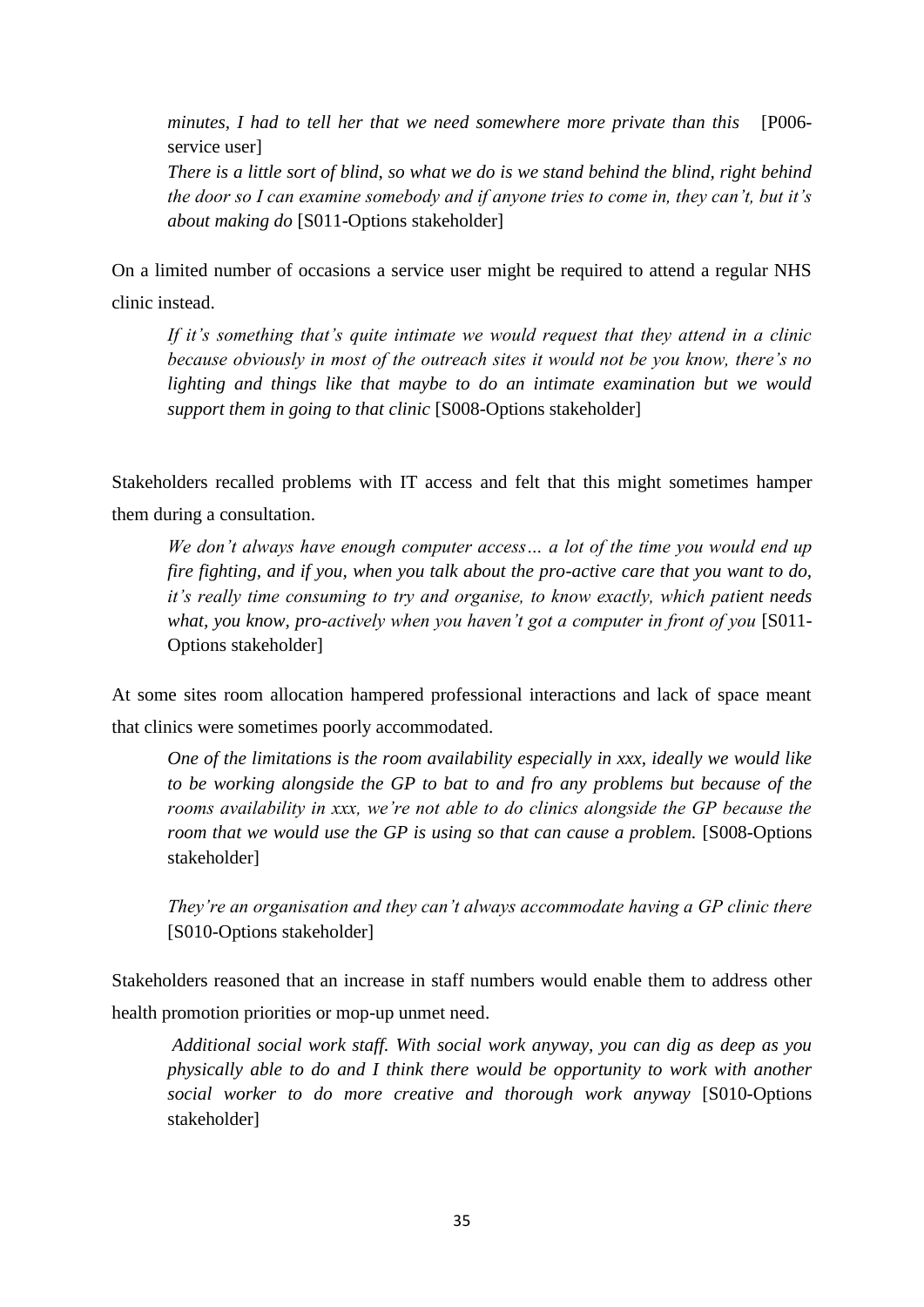*minutes, I had to tell her that we need somewhere more private than this* [P006-service user]

*There is a little sort of blind, so what we do is we stand behind the blind, right behind the door so I can examine somebody and if anyone tries to come in, they can't, but it's about making do* [S011-Options stakeholder]

On a limited number of occasions a service user might be required to attend a regular NHS clinic instead.

*If it's something that's quite intimate we would request that they attend in a clinic because obviously in most of the outreach sites it would not be you know, there's no lighting and things like that maybe to do an intimate examination but we would support them in going to that clinic* [S008-Options stakeholder]

Stakeholders recalled problems with IT access and felt that this might sometimes hamper them during a consultation.

*We don't always have enough computer access… a lot of the time you would end up fire fighting, and if you, when you talk about the pro-active care that you want to do, it's really time consuming to try and organise, to know exactly, which patient needs what, you know, pro-actively when you haven't got a computer in front of you* [S011-Options stakeholder]

At some sites room allocation hampered professional interactions and lack of space meant that clinics were sometimes poorly accommodated.

*One of the limitations is the room availability especially in xxx, ideally we would like to be working alongside the GP to bat to and fro any problems but because of the rooms availability in xxx, we're not able to do clinics alongside the GP because the room that we would use the GP is using so that can cause a problem.* [S008-Options stakeholder]

*They're an organisation and they can't always accommodate having a GP clinic there* [S010-Options stakeholder]

Stakeholders reasoned that an increase in staff numbers would enable them to address other health promotion priorities or mop-up unmet need.

*Additional social work staff. With social work anyway, you can dig as deep as you physically able to do and I think there would be opportunity to work with another social worker to do more creative and thorough work anyway* [S010-Options stakeholder]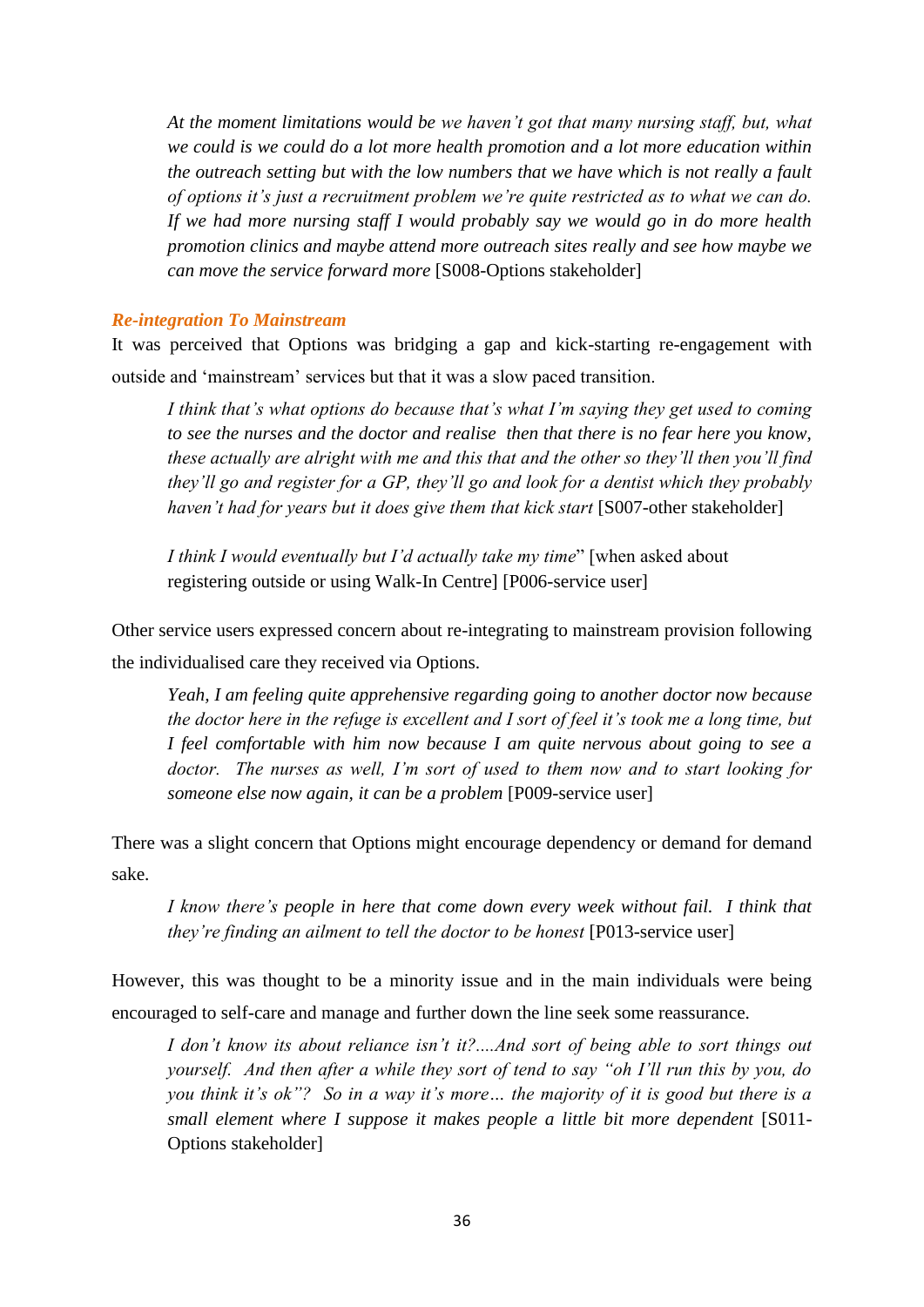> *At the moment limitations would be we haven't got that many nursing staff, but, what we could is we could do a lot more health promotion and a lot more education within the outreach setting but with the low numbers that we have which is not really a fault of options it's just a recruitment problem we're quite restricted as to what we can do. If we had more nursing staff I would probably say we would go in do more health promotion clinics and maybe attend more outreach sites really and see how maybe we can move the service forward more* [S008-Options stakeholder]

### *Re-integration To Mainstream*

It was perceived that Options was bridging a gap and kick-starting re-engagement with outside and 'mainstream' services but that it was a slow paced transition.

> *I think that's what options do because that's what I'm saying they get used to coming to see the nurses and the doctor and realise then that there is no fear here you know, these actually are alright with me and this that and the other so they'll then you'll find they'll go and register for a GP, they'll go and look for a dentist which they probably haven't had for years but it does give them that kick start* [S007-other stakeholder]

> *I think I would eventually but I'd actually take my time*" [when asked about registering outside or using Walk-In Centre] [P006-service user]

Other service users expressed concern about re-integrating to mainstream provision following the individualised care they received via Options.

> *Yeah, I am feeling quite apprehensive regarding going to another doctor now because the doctor here in the refuge is excellent and I sort of feel it's took me a long time, but I feel comfortable with him now because I am quite nervous about going to see a doctor. The nurses as well, I'm sort of used to them now and to start looking for someone else now again, it can be a problem* [P009-service user]

There was a slight concern that Options might encourage dependency or demand for demand sake.

> *I know there's people in here that come down every week without fail. I think that they're finding an ailment to tell the doctor to be honest* [P013-service user]

However, this was thought to be a minority issue and in the main individuals were being encouraged to self-care and manage and further down the line seek some reassurance.

> *I don't know its about reliance isn't it?....And sort of being able to sort things out yourself. And then after a while they sort of tend to say "oh I'll run this by you, do you think it's ok"? So in a way it's more… the majority of it is good but there is a small element where I suppose it makes people a little bit more dependent* [S011-Options stakeholder]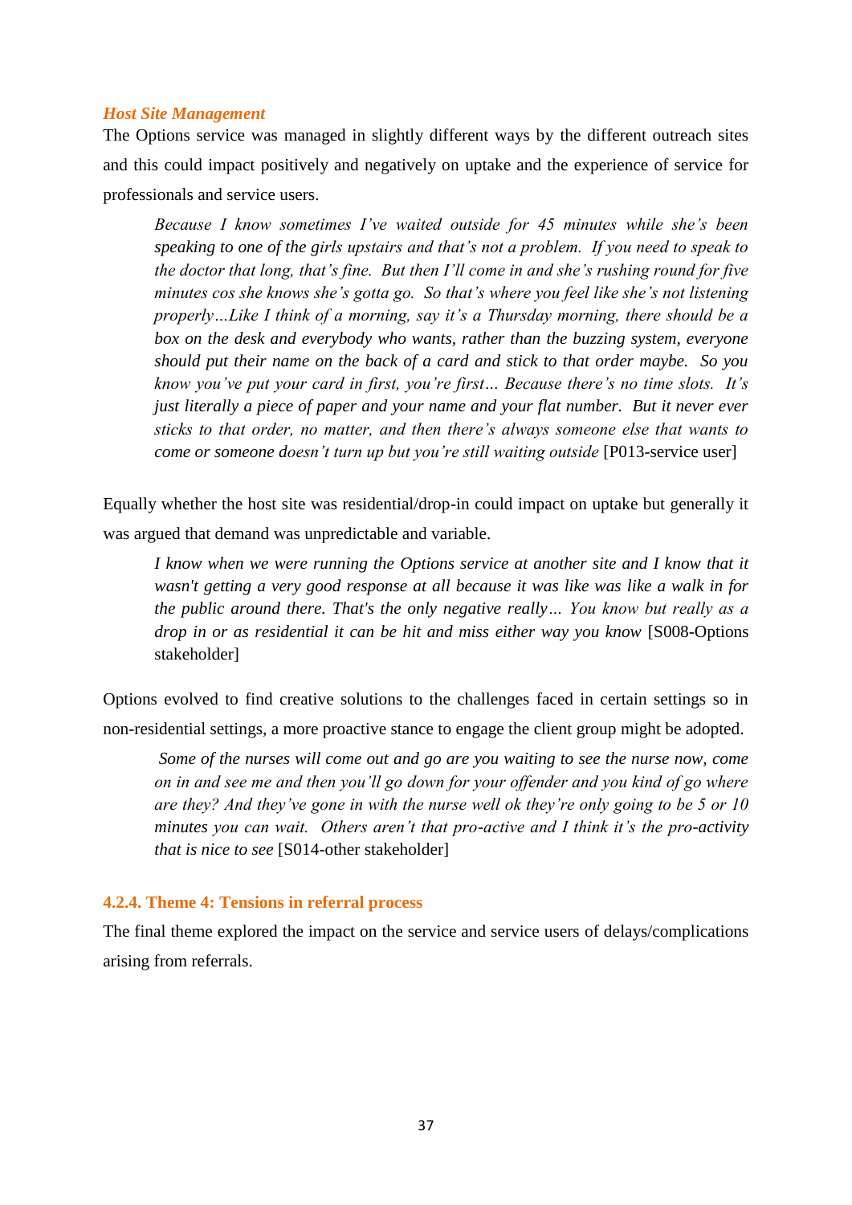*Host Site Management*

The Options service was managed in slightly different ways by the different outreach sites and this could impact positively and negatively on uptake and the experience of service for professionals and service users.

> *Because I know sometimes I've waited outside for 45 minutes while she's been speaking to one of the girls upstairs and that's not a problem. If you need to speak to the doctor that long, that's fine. But then I'll come in and she's rushing round for five minutes cos she knows she's gotta go. So that's where you feel like she's not listening properly…Like I think of a morning, say it's a Thursday morning, there should be a box on the desk and everybody who wants, rather than the buzzing system, everyone should put their name on the back of a card and stick to that order maybe. So you know you've put your card in first, you're first… Because there's no time slots. It's just literally a piece of paper and your name and your flat number. But it never ever sticks to that order, no matter, and then there's always someone else that wants to come or someone doesn't turn up but you're still waiting outside* [P013-service user]

Equally whether the host site was residential/drop-in could impact on uptake but generally it was argued that demand was unpredictable and variable.

> *I know when we were running the Options service at another site and I know that it wasn't getting a very good response at all because it was like was like a walk in for the public around there. That's the only negative really… You know but really as a drop in or as residential it can be hit and miss either way you know* [S008-Options stakeholder]

Options evolved to find creative solutions to the challenges faced in certain settings so in non-residential settings, a more proactive stance to engage the client group might be adopted.

> *Some of the nurses will come out and go are you waiting to see the nurse now, come on in and see me and then you'll go down for your offender and you kind of go where are they? And they've gone in with the nurse well ok they're only going to be 5 or 10 minutes you can wait. Others aren't that pro-active and I think it's the pro-activity that is nice to see* [S014-other stakeholder]

#### 4.2.4. Theme 4: Tensions in referral process

The final theme explored the impact on the service and service users of delays/complications arising from referrals.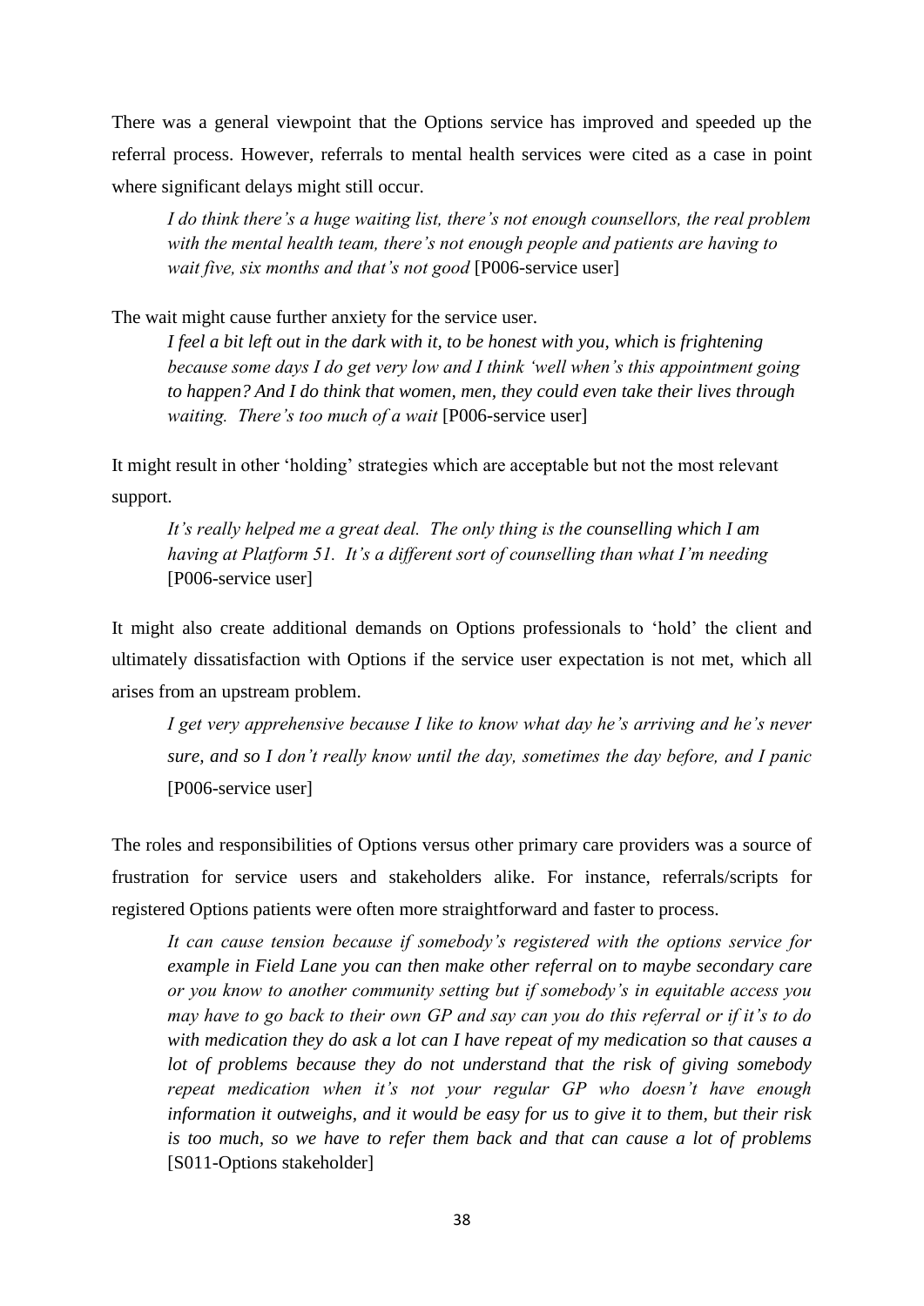There was a general viewpoint that the Options service has improved and speeded up the referral process. However, referrals to mental health services were cited as a case in point where significant delays might still occur.

> *I do think there's a huge waiting list, there's not enough counsellors, the real problem with the mental health team, there's not enough people and patients are having to wait five, six months and that's not good* [P006-service user]

The wait might cause further anxiety for the service user.

> *I feel a bit left out in the dark with it, to be honest with you, which is frightening because some days I do get very low and I think 'well when's this appointment going to happen? And I do think that women, men, they could even take their lives through waiting. There's too much of a wait* [P006-service user]

It might result in other 'holding' strategies which are acceptable but not the most relevant support.

> *It's really helped me a great deal. The only thing is the counselling which I am having at Platform 51. It's a different sort of counselling than what I'm needing* [P006-service user]

It might also create additional demands on Options professionals to 'hold' the client and ultimately dissatisfaction with Options if the service user expectation is not met, which all arises from an upstream problem.

> *I get very apprehensive because I like to know what day he's arriving and he's never sure, and so I don't really know until the day, sometimes the day before, and I panic* [P006-service user]

The roles and responsibilities of Options versus other primary care providers was a source of frustration for service users and stakeholders alike. For instance, referrals/scripts for registered Options patients were often more straightforward and faster to process.

> *It can cause tension because if somebody's registered with the options service for example in Field Lane you can then make other referral on to maybe secondary care or you know to another community setting but if somebody's in equitable access you may have to go back to their own GP and say can you do this referral or if it's to do with medication they do ask a lot can I have repeat of my medication so that causes a lot of problems because they do not understand that the risk of giving somebody repeat medication when it's not your regular GP who doesn't have enough information it outweighs, and it would be easy for us to give it to them, but their risk is too much, so we have to refer them back and that can cause a lot of problems* [S011-Options stakeholder]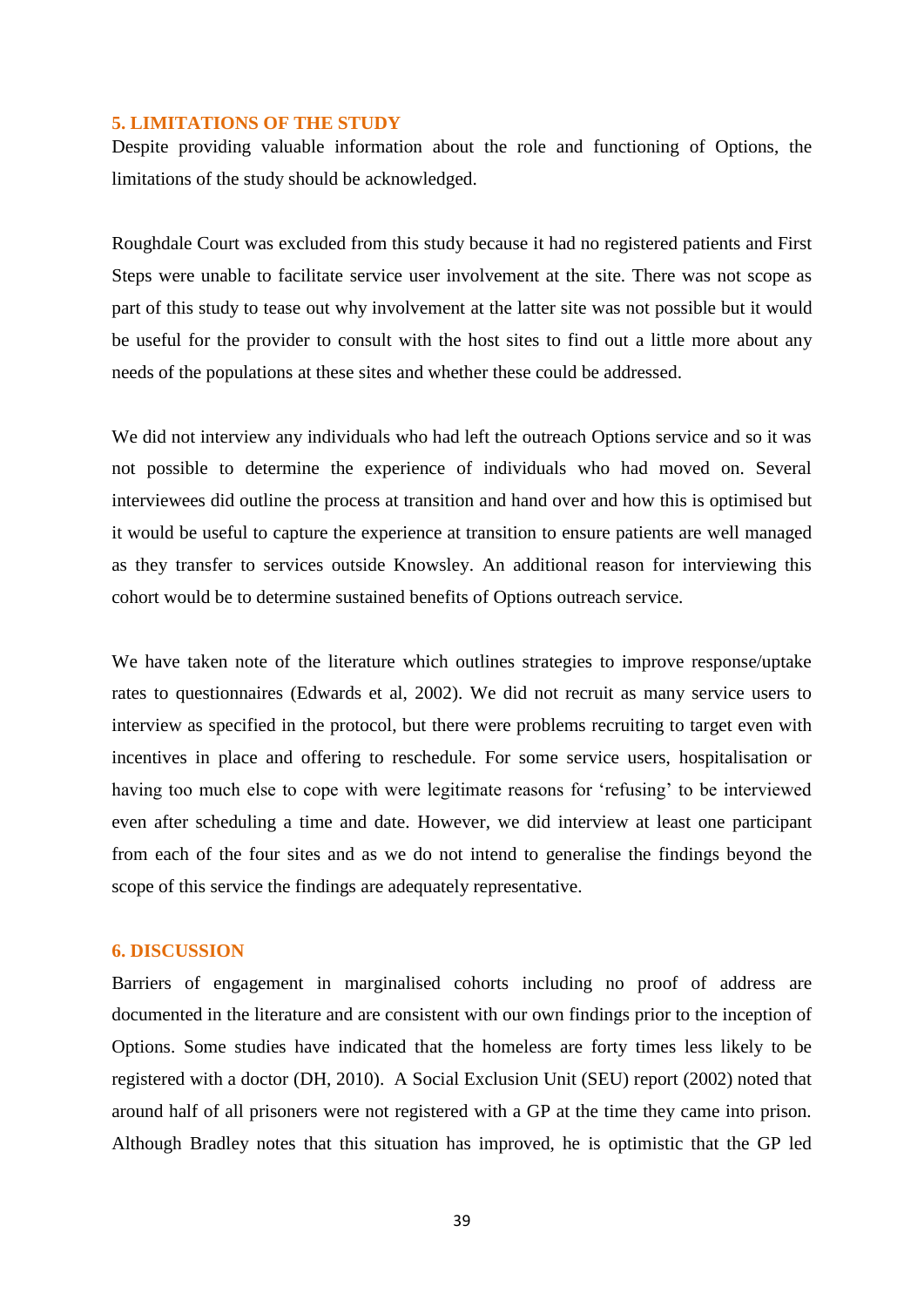## 5. LIMITATIONS OF THE STUDY

Despite providing valuable information about the role and functioning of Options, the limitations of the study should be acknowledged.

Roughdale Court was excluded from this study because it had no registered patients and First Steps were unable to facilitate service user involvement at the site. There was not scope as part of this study to tease out why involvement at the latter site was not possible but it would be useful for the provider to consult with the host sites to find out a little more about any needs of the populations at these sites and whether these could be addressed.

We did not interview any individuals who had left the outreach Options service and so it was not possible to determine the experience of individuals who had moved on. Several interviewees did outline the process at transition and hand over and how this is optimised but it would be useful to capture the experience at transition to ensure patients are well managed as they transfer to services outside Knowsley. An additional reason for interviewing this cohort would be to determine sustained benefits of Options outreach service.

We have taken note of the literature which outlines strategies to improve response/uptake rates to questionnaires (Edwards et al, 2002). We did not recruit as many service users to interview as specified in the protocol, but there were problems recruiting to target even with incentives in place and offering to reschedule. For some service users, hospitalisation or having too much else to cope with were legitimate reasons for 'refusing' to be interviewed even after scheduling a time and date. However, we did interview at least one participant from each of the four sites and as we do not intend to generalise the findings beyond the scope of this service the findings are adequately representative.

## 6. DISCUSSION

Barriers of engagement in marginalised cohorts including no proof of address are documented in the literature and are consistent with our own findings prior to the inception of Options. Some studies have indicated that the homeless are forty times less likely to be registered with a doctor (DH, 2010). A Social Exclusion Unit (SEU) report (2002) noted that around half of all prisoners were not registered with a GP at the time they came into prison. Although Bradley notes that this situation has improved, he is optimistic that the GP led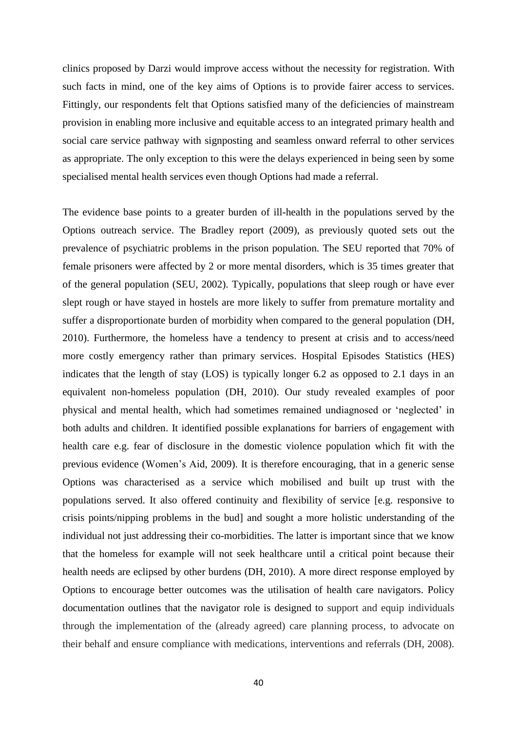clinics proposed by Darzi would improve access without the necessity for registration. With such facts in mind, one of the key aims of Options is to provide fairer access to services. Fittingly, our respondents felt that Options satisfied many of the deficiencies of mainstream provision in enabling more inclusive and equitable access to an integrated primary health and social care service pathway with signposting and seamless onward referral to other services as appropriate. The only exception to this were the delays experienced in being seen by some specialised mental health services even though Options had made a referral.

The evidence base points to a greater burden of ill-health in the populations served by the Options outreach service. The Bradley report (2009), as previously quoted sets out the prevalence of psychiatric problems in the prison population. The SEU reported that 70% of female prisoners were affected by 2 or more mental disorders, which is 35 times greater that of the general population (SEU, 2002). Typically, populations that sleep rough or have ever slept rough or have stayed in hostels are more likely to suffer from premature mortality and suffer a disproportionate burden of morbidity when compared to the general population (DH, 2010). Furthermore, the homeless have a tendency to present at crisis and to access/need more costly emergency rather than primary services. Hospital Episodes Statistics (HES) indicates that the length of stay (LOS) is typically longer 6.2 as opposed to 2.1 days in an equivalent non-homeless population (DH, 2010). Our study revealed examples of poor physical and mental health, which had sometimes remained undiagnosed or 'neglected' in both adults and children. It identified possible explanations for barriers of engagement with health care e.g. fear of disclosure in the domestic violence population which fit with the previous evidence (Women's Aid, 2009). It is therefore encouraging, that in a generic sense Options was characterised as a service which mobilised and built up trust with the populations served. It also offered continuity and flexibility of service [e.g. responsive to crisis points/nipping problems in the bud] and sought a more holistic understanding of the individual not just addressing their co-morbidities. The latter is important since that we know that the homeless for example will not seek healthcare until a critical point because their health needs are eclipsed by other burdens (DH, 2010). A more direct response employed by Options to encourage better outcomes was the utilisation of health care navigators. Policy documentation outlines that the navigator role is designed to support and equip individuals through the implementation of the (already agreed) care planning process, to advocate on their behalf and ensure compliance with medications, interventions and referrals (DH, 2008).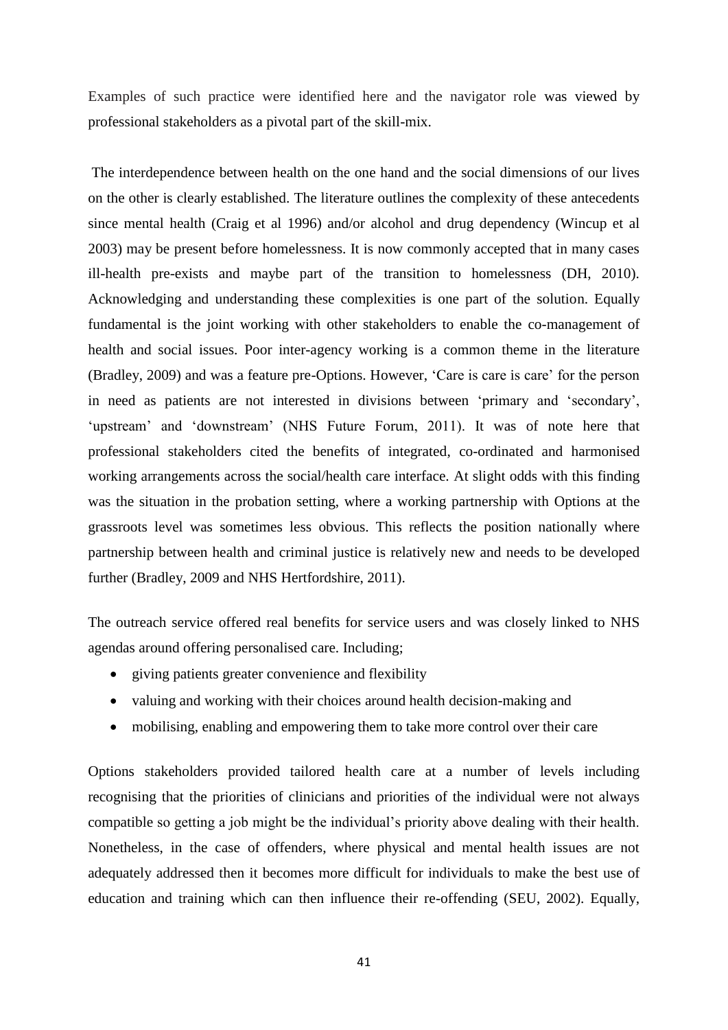Examples of such practice were identified here and the navigator role was viewed by professional stakeholders as a pivotal part of the skill-mix.

The interdependence between health on the one hand and the social dimensions of our lives on the other is clearly established. The literature outlines the complexity of these antecedents since mental health (Craig et al 1996) and/or alcohol and drug dependency (Wincup et al 2003) may be present before homelessness. It is now commonly accepted that in many cases ill-health pre-exists and maybe part of the transition to homelessness (DH, 2010). Acknowledging and understanding these complexities is one part of the solution. Equally fundamental is the joint working with other stakeholders to enable the co-management of health and social issues. Poor inter-agency working is a common theme in the literature (Bradley, 2009) and was a feature pre-Options. However, 'Care is care is care' for the person in need as patients are not interested in divisions between 'primary and 'secondary', 'upstream' and 'downstream' (NHS Future Forum, 2011). It was of note here that professional stakeholders cited the benefits of integrated, co-ordinated and harmonised working arrangements across the social/health care interface. At slight odds with this finding was the situation in the probation setting, where a working partnership with Options at the grassroots level was sometimes less obvious. This reflects the position nationally where partnership between health and criminal justice is relatively new and needs to be developed further (Bradley, 2009 and NHS Hertfordshire, 2011).

The outreach service offered real benefits for service users and was closely linked to NHS agendas around offering personalised care. Including;

- giving patients greater convenience and flexibility
- valuing and working with their choices around health decision-making and
- mobilising, enabling and empowering them to take more control over their care

Options stakeholders provided tailored health care at a number of levels including recognising that the priorities of clinicians and priorities of the individual were not always compatible so getting a job might be the individual's priority above dealing with their health. Nonetheless, in the case of offenders, where physical and mental health issues are not adequately addressed then it becomes more difficult for individuals to make the best use of education and training which can then influence their re-offending (SEU, 2002). Equally,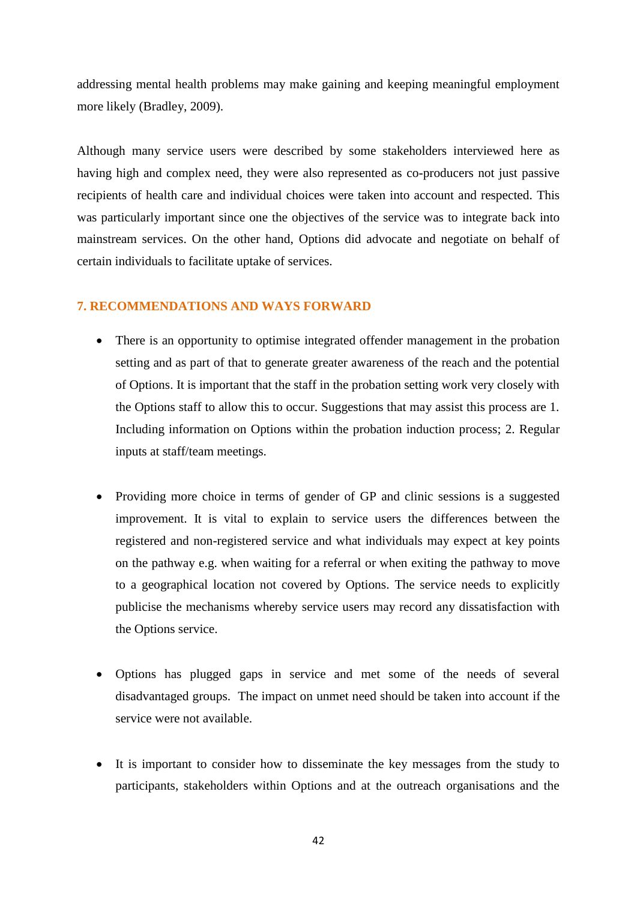addressing mental health problems may make gaining and keeping meaningful employment more likely (Bradley, 2009).

Although many service users were described by some stakeholders interviewed here as having high and complex need, they were also represented as co-producers not just passive recipients of health care and individual choices were taken into account and respected. This was particularly important since one the objectives of the service was to integrate back into mainstream services. On the other hand, Options did advocate and negotiate on behalf of certain individuals to facilitate uptake of services.

## 7. RECOMMENDATIONS AND WAYS FORWARD

- There is an opportunity to optimise integrated offender management in the probation setting and as part of that to generate greater awareness of the reach and the potential of Options. It is important that the staff in the probation setting work very closely with the Options staff to allow this to occur. Suggestions that may assist this process are 1. Including information on Options within the probation induction process; 2. Regular inputs at staff/team meetings.

- Providing more choice in terms of gender of GP and clinic sessions is a suggested improvement. It is vital to explain to service users the differences between the registered and non-registered service and what individuals may expect at key points on the pathway e.g. when waiting for a referral or when exiting the pathway to move to a geographical location not covered by Options. The service needs to explicitly publicise the mechanisms whereby service users may record any dissatisfaction with the Options service.

- Options has plugged gaps in service and met some of the needs of several disadvantaged groups. The impact on unmet need should be taken into account if the service were not available.

- It is important to consider how to disseminate the key messages from the study to participants, stakeholders within Options and at the outreach organisations and the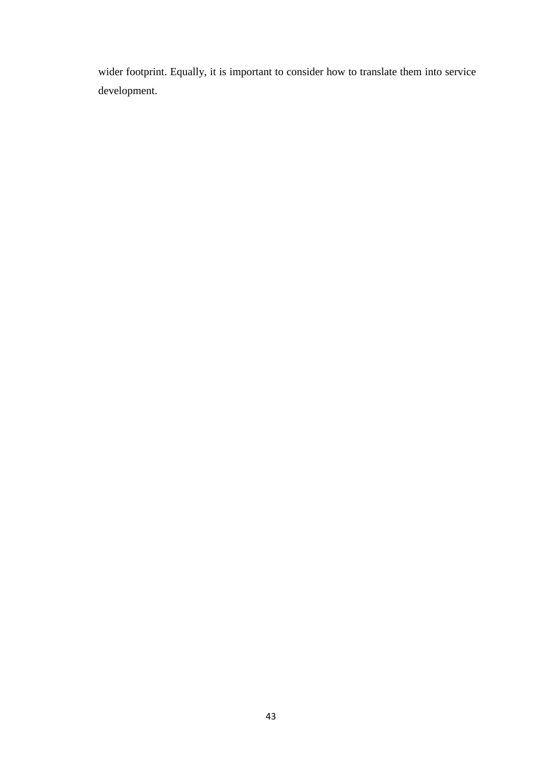wider footprint. Equally, it is important to consider how to translate them into service development.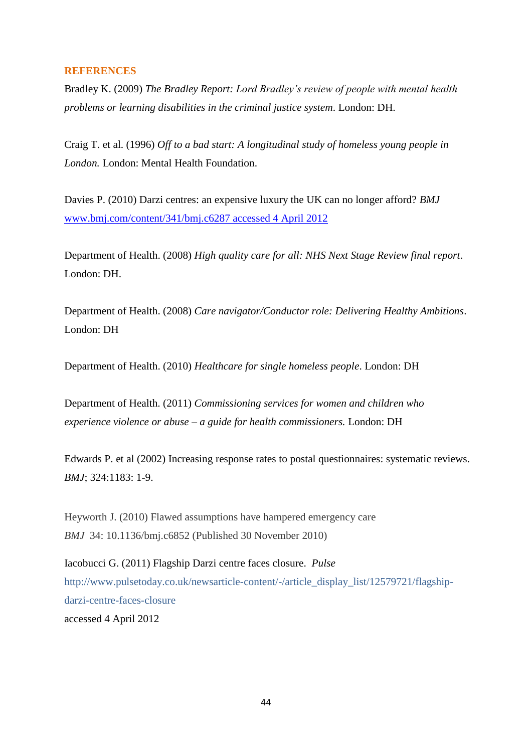## REFERENCES

Bradley K. (2009) *The Bradley Report: Lord Bradley's review of people with mental health problems or learning disabilities in the criminal justice system*. London: DH.

Craig T. et al. (1996) *Off to a bad start: A longitudinal study of homeless young people in London.* London: Mental Health Foundation.

Davies P. (2010) Darzi centres: an expensive luxury the UK can no longer afford? *BMJ* www.bmj.com/content/341/bmj.c6287 accessed 4 April 2012

Department of Health. (2008) *High quality care for all: NHS Next Stage Review final report*. London: DH.

Department of Health. (2008) *Care navigator/Conductor role: Delivering Healthy Ambitions*. London: DH

Department of Health. (2010) *Healthcare for single homeless people*. London: DH

Department of Health. (2011) *Commissioning services for women and children who experience violence or abuse – a guide for health commissioners.* London: DH

Edwards P. et al (2002) Increasing response rates to postal questionnaires: systematic reviews. *BMJ*; 324:1183: 1-9.

Heyworth J. (2010) Flawed assumptions have hampered emergency care *BMJ* 34: 10.1136/bmj.c6852 (Published 30 November 2010)

Iacobucci G. (2011) Flagship Darzi centre faces closure. *Pulse* http://www.pulsetoday.co.uk/newsarticle-content/-/article_display_list/12579721/flagship-darzi-centre-faces-closure accessed 4 April 2012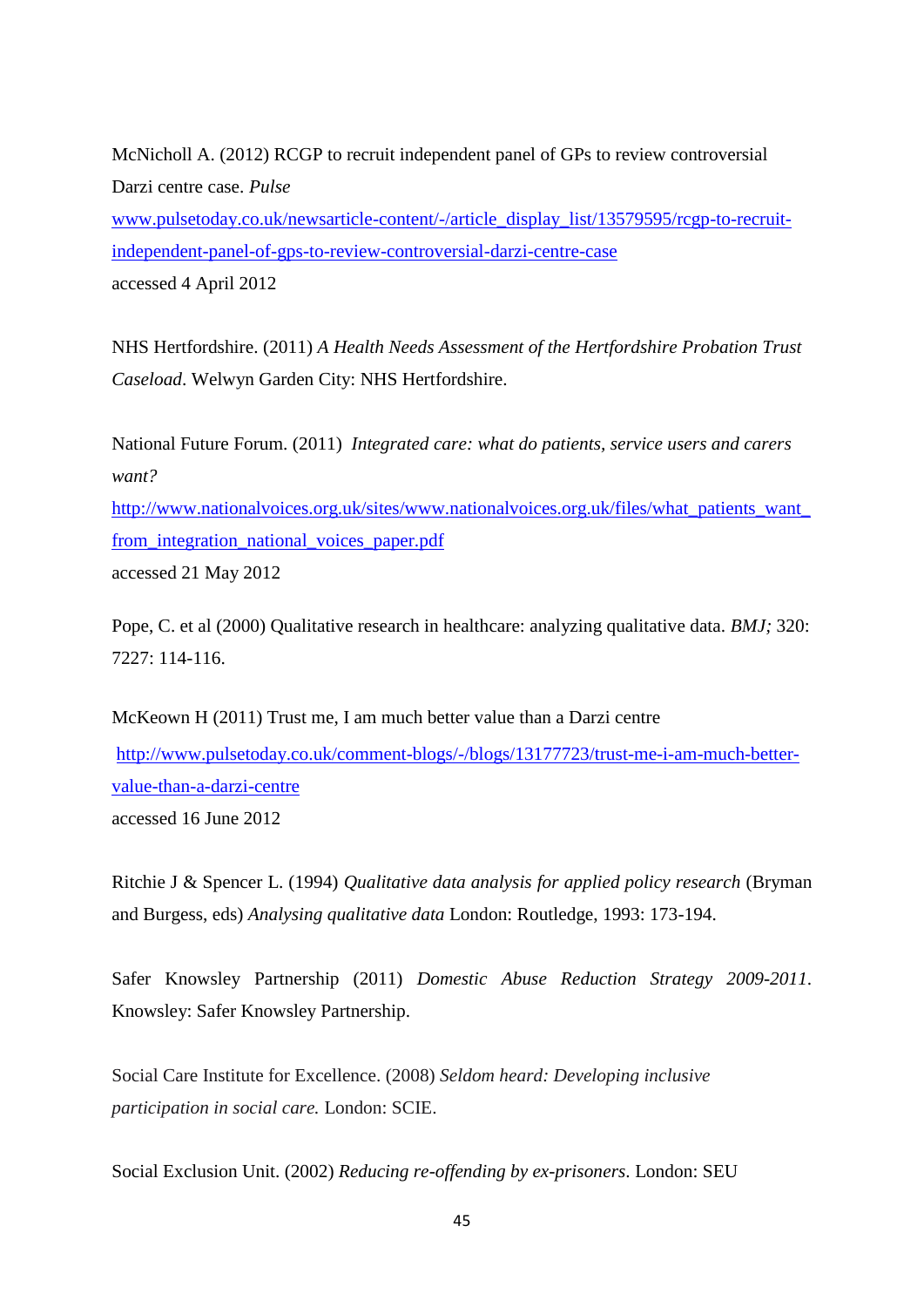McNicholl A. (2012) RCGP to recruit independent panel of GPs to review controversial Darzi centre case. *Pulse*
www.pulsetoday.co.uk/newsarticle-content/-/article_display_list/13579595/rcgp-to-recruit-independent-panel-of-gps-to-review-controversial-darzi-centre-case
accessed 4 April 2012

NHS Hertfordshire. (2011) *A Health Needs Assessment of the Hertfordshire Probation Trust Caseload*. Welwyn Garden City: NHS Hertfordshire.

National Future Forum. (2011) *Integrated care: what do patients, service users and carers want?*
http://www.nationalvoices.org.uk/sites/www.nationalvoices.org.uk/files/what_patients_want_from_integration_national_voices_paper.pdf
accessed 21 May 2012

Pope, C. et al (2000) Qualitative research in healthcare: analyzing qualitative data. *BMJ;* 320: 7227: 114-116.

McKeown H (2011) Trust me, I am much better value than a Darzi centre
http://www.pulsetoday.co.uk/comment-blogs/-/blogs/13177723/trust-me-i-am-much-better-value-than-a-darzi-centre
accessed 16 June 2012

Ritchie J & Spencer L. (1994) *Qualitative data analysis for applied policy research* (Bryman and Burgess, eds) *Analysing qualitative data* London: Routledge, 1993: 173-194.

Safer Knowsley Partnership (2011) *Domestic Abuse Reduction Strategy 2009-2011*. Knowsley: Safer Knowsley Partnership.

Social Care Institute for Excellence. (2008) *Seldom heard: Developing inclusive participation in social care.* London: SCIE.

Social Exclusion Unit. (2002) *Reducing re-offending by ex-prisoners*. London: SEU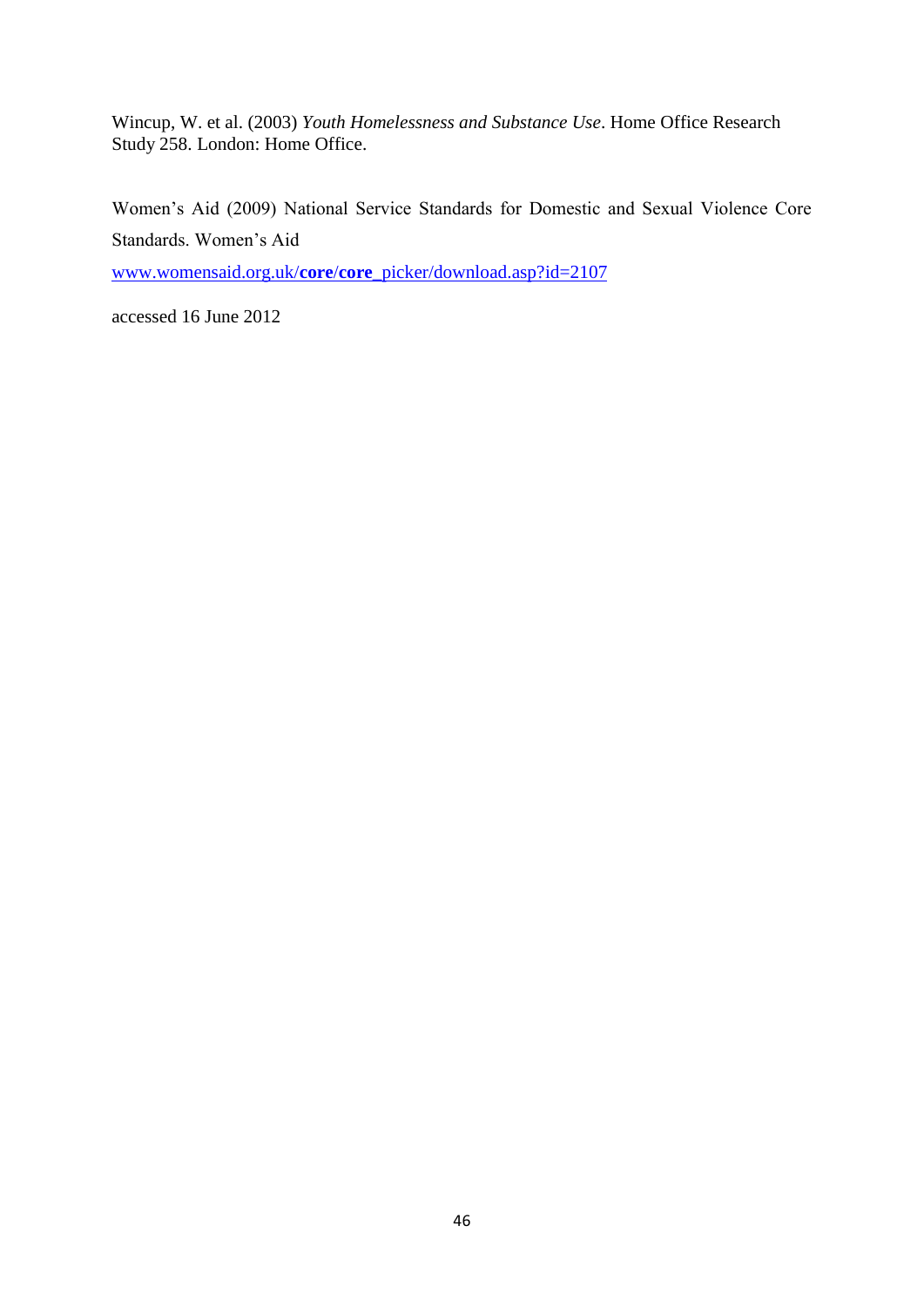Wincup, W. et al. (2003) *Youth Homelessness and Substance Use*. Home Office Research Study 258. London: Home Office.

Women's Aid (2009) National Service Standards for Domestic and Sexual Violence Core Standards. Women's Aid

[www.womensaid.org.uk/**core**/**core**_picker/download.asp?id=2107](www.womensaid.org.uk/core/core_picker/download.asp?id=2107)

accessed 16 June 2012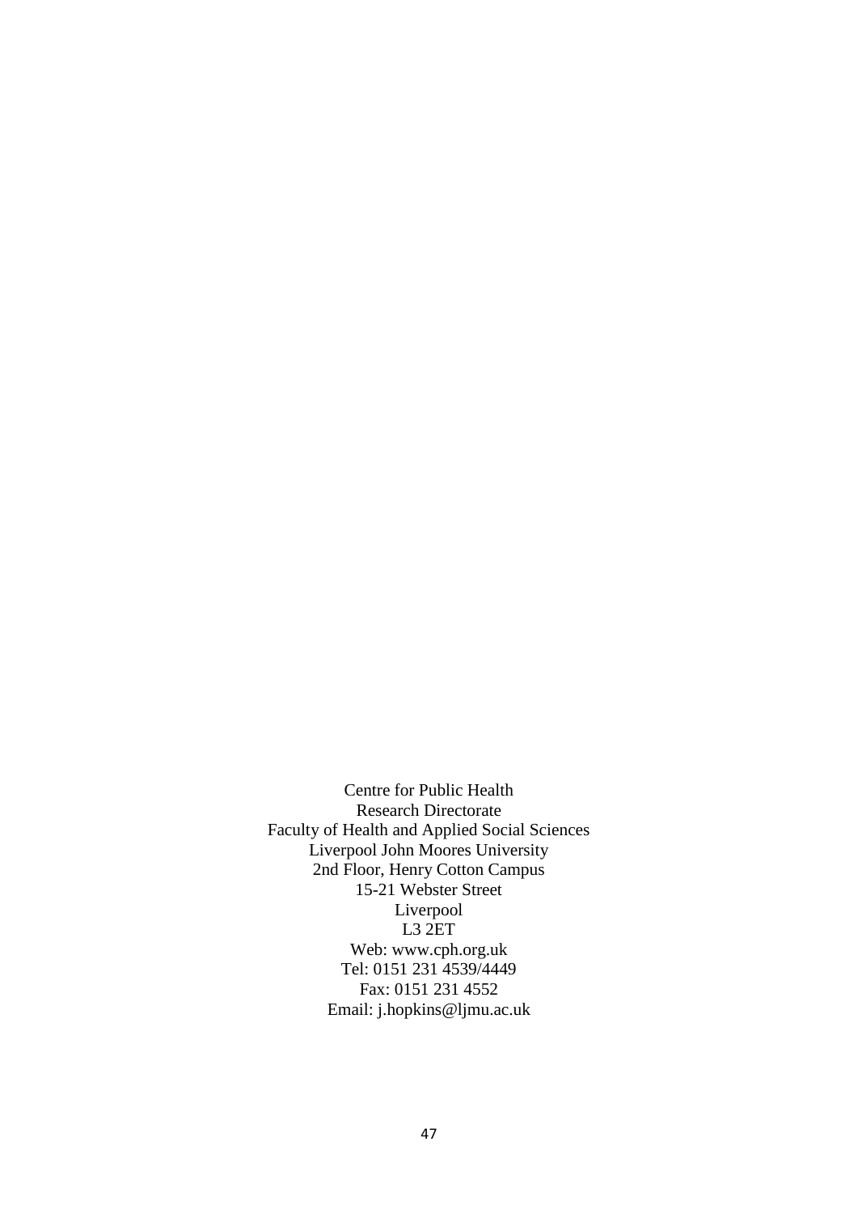Centre for Public Health
Research Directorate
Faculty of Health and Applied Social Sciences
Liverpool John Moores University
2nd Floor, Henry Cotton Campus
15-21 Webster Street
Liverpool
L3 2ET
Web: www.cph.org.uk
Tel: 0151 231 4539/4449
Fax: 0151 231 4552
Email: j.hopkins@ljmu.ac.uk